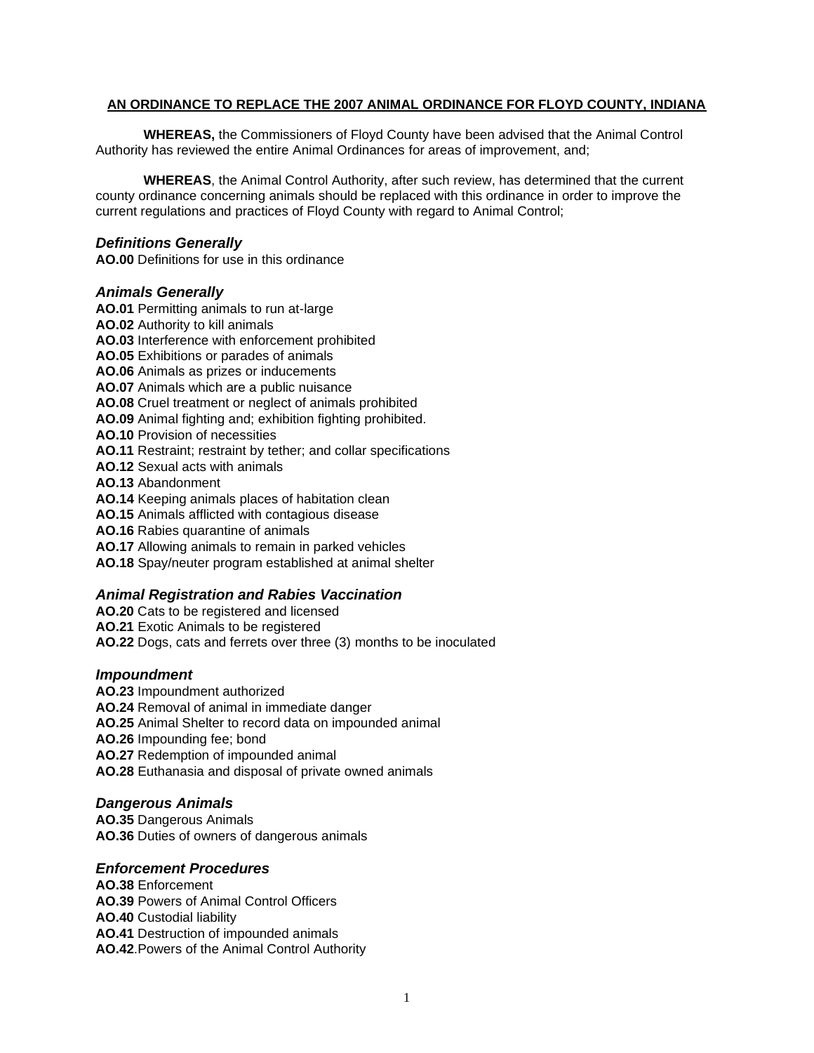**AN ORDINANCE TO REPLACE THE 2007 ANIMAL ORDINANCE FOR FLOYD COUNTY, INDIANA**

**WHEREAS,** the Commissioners of Floyd County have been advised that the Animal Control Authority has reviewed the entire Animal Ordinances for areas of improvement, and;

**WHEREAS**, the Animal Control Authority, after such review, has determined that the current county ordinance concerning animals should be replaced with this ordinance in order to improve the current regulations and practices of Floyd County with regard to Animal Control;

### *Definitions Generally*

**AO.00** Definitions for use in this ordinance

### *Animals Generally*

**AO.01** Permitting animals to run at-large
**AO.02** Authority to kill animals
**AO.03** Interference with enforcement prohibited
**AO.05** Exhibitions or parades of animals
**AO.06** Animals as prizes or inducements
**AO.07** Animals which are a public nuisance
**AO.08** Cruel treatment or neglect of animals prohibited
**AO.09** Animal fighting and; exhibition fighting prohibited.
**AO.10** Provision of necessities
**AO.11** Restraint; restraint by tether; and collar specifications
**AO.12** Sexual acts with animals
**AO.13** Abandonment
**AO.14** Keeping animals places of habitation clean
**AO.15** Animals afflicted with contagious disease
**AO.16** Rabies quarantine of animals
**AO.17** Allowing animals to remain in parked vehicles
**AO.18** Spay/neuter program established at animal shelter

### *Animal Registration and Rabies Vaccination*

**AO.20** Cats to be registered and licensed
**AO.21** Exotic Animals to be registered
**AO.22** Dogs, cats and ferrets over three (3) months to be inoculated

### *Impoundment*

**AO.23** Impoundment authorized
**AO.24** Removal of animal in immediate danger
**AO.25** Animal Shelter to record data on impounded animal
**AO.26** Impounding fee; bond
**AO.27** Redemption of impounded animal
**AO.28** Euthanasia and disposal of private owned animals

### *Dangerous Animals*

**AO.35** Dangerous Animals
**AO.36** Duties of owners of dangerous animals

### *Enforcement Procedures*

**AO.38** Enforcement
**AO.39** Powers of Animal Control Officers
**AO.40** Custodial liability
**AO.41** Destruction of impounded animals
**AO.42**.Powers of the Animal Control Authority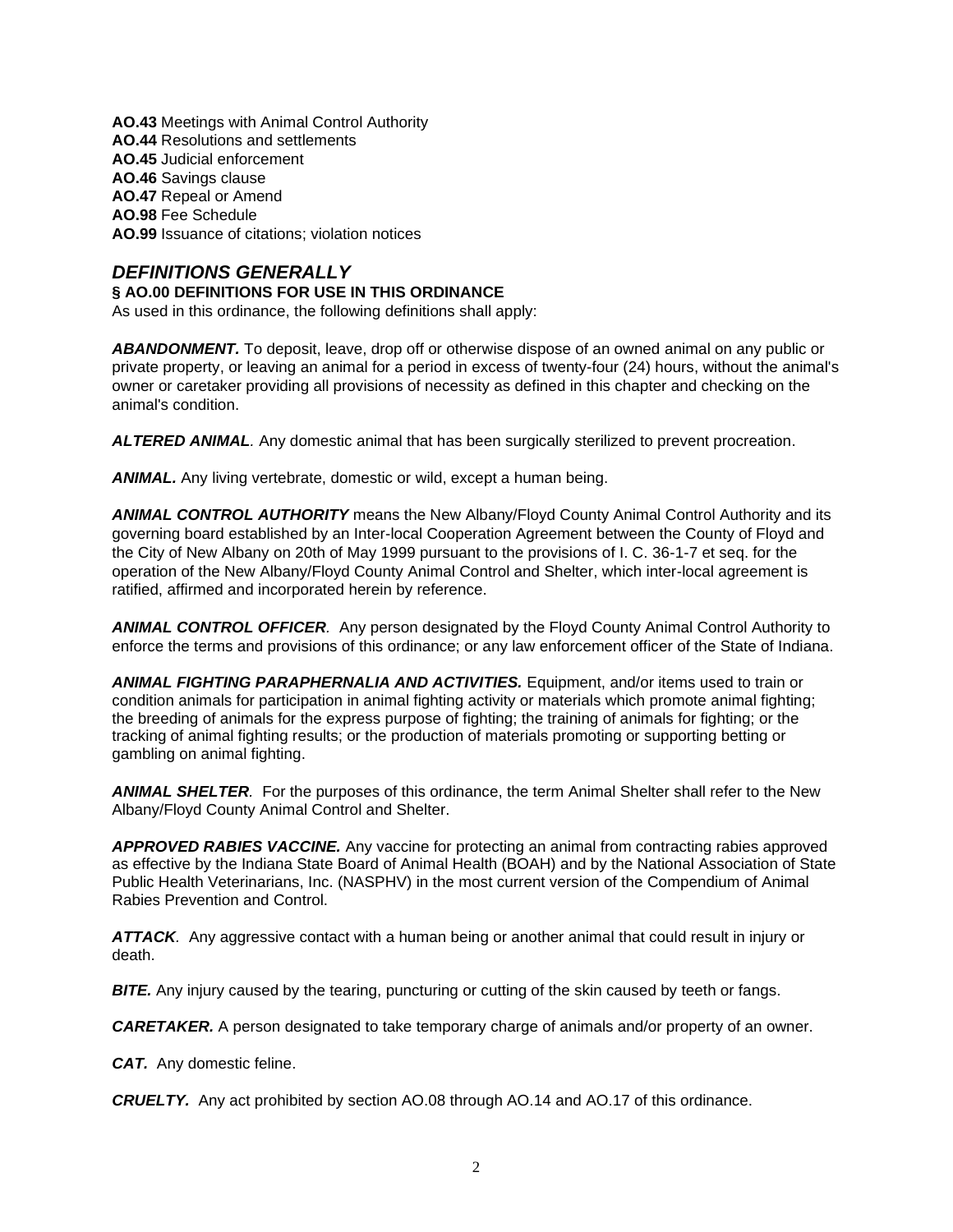**AO.43** Meetings with Animal Control Authority
**AO.44** Resolutions and settlements
**AO.45** Judicial enforcement
**AO.46** Savings clause
**AO.47** Repeal or Amend
**AO.98** Fee Schedule
**AO.99** Issuance of citations; violation notices

## *DEFINITIONS GENERALLY*

### § AO.00 DEFINITIONS FOR USE IN THIS ORDINANCE

As used in this ordinance, the following definitions shall apply:

***ABANDONMENT.*** To deposit, leave, drop off or otherwise dispose of an owned animal on any public or private property, or leaving an animal for a period in excess of twenty-four (24) hours, without the animal's owner or caretaker providing all provisions of necessity as defined in this chapter and checking on the animal's condition.

***ALTERED ANIMAL**.* Any domestic animal that has been surgically sterilized to prevent procreation.

***ANIMAL.*** Any living vertebrate, domestic or wild, except a human being.

***ANIMAL CONTROL AUTHORITY*** means the New Albany/Floyd County Animal Control Authority and its governing board established by an Inter-local Cooperation Agreement between the County of Floyd and the City of New Albany on 20th of May 1999 pursuant to the provisions of I. C. 36-1-7 et seq. for the operation of the New Albany/Floyd County Animal Control and Shelter, which inter-local agreement is ratified, affirmed and incorporated herein by reference.

***ANIMAL CONTROL OFFICER**.* Any person designated by the Floyd County Animal Control Authority to enforce the terms and provisions of this ordinance; or any law enforcement officer of the State of Indiana.

***ANIMAL FIGHTING PARAPHERNALIA AND ACTIVITIES.*** Equipment, and/or items used to train or condition animals for participation in animal fighting activity or materials which promote animal fighting; the breeding of animals for the express purpose of fighting; the training of animals for fighting; or the tracking of animal fighting results; or the production of materials promoting or supporting betting or gambling on animal fighting.

***ANIMAL SHELTER**.* For the purposes of this ordinance, the term Animal Shelter shall refer to the New Albany/Floyd County Animal Control and Shelter.

***APPROVED RABIES VACCINE.*** Any vaccine for protecting an animal from contracting rabies approved as effective by the Indiana State Board of Animal Health (BOAH) and by the National Association of State Public Health Veterinarians, Inc. (NASPHV) in the most current version of the Compendium of Animal Rabies Prevention and Control.

***ATTACK**.* Any aggressive contact with a human being or another animal that could result in injury or death.

***BITE.*** Any injury caused by the tearing, puncturing or cutting of the skin caused by teeth or fangs.

***CARETAKER.*** A person designated to take temporary charge of animals and/or property of an owner.

***CAT.*** Any domestic feline.

***CRUELTY.*** Any act prohibited by section AO.08 through AO.14 and AO.17 of this ordinance.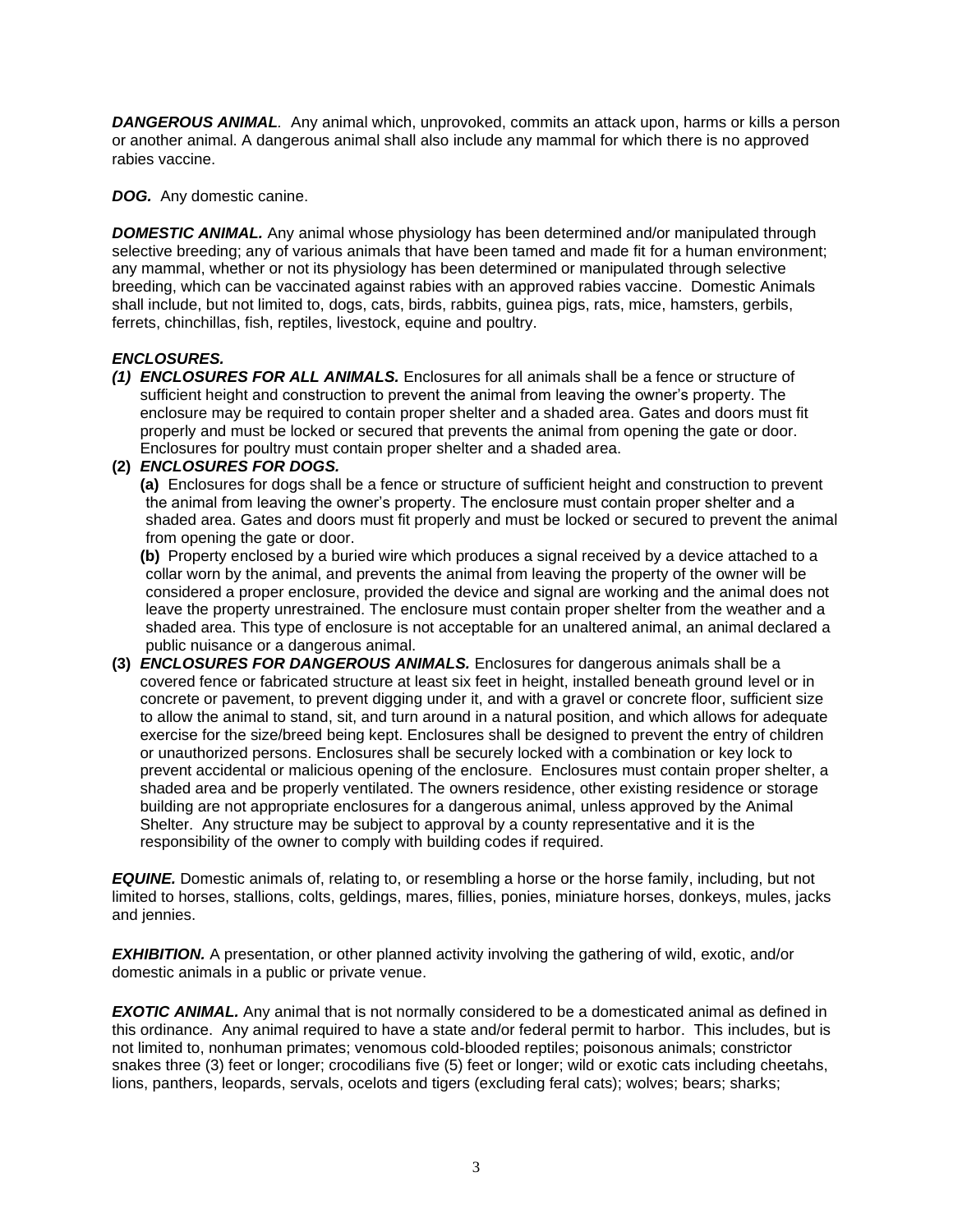***DANGEROUS ANIMAL**.* Any animal which, unprovoked, commits an attack upon, harms or kills a person or another animal. A dangerous animal shall also include any mammal for which there is no approved rabies vaccine.

***DOG.*** Any domestic canine.

***DOMESTIC ANIMAL.*** Any animal whose physiology has been determined and/or manipulated through selective breeding; any of various animals that have been tamed and made fit for a human environment; any mammal, whether or not its physiology has been determined or manipulated through selective breeding, which can be vaccinated against rabies with an approved rabies vaccine. Domestic Animals shall include, but not limited to, dogs, cats, birds, rabbits, guinea pigs, rats, mice, hamsters, gerbils, ferrets, chinchillas, fish, reptiles, livestock, equine and poultry.

***ENCLOSURES.***

***(1) ENCLOSURES FOR ALL ANIMALS.*** Enclosures for all animals shall be a fence or structure of sufficient height and construction to prevent the animal from leaving the owner's property. The enclosure may be required to contain proper shelter and a shaded area. Gates and doors must fit properly and must be locked or secured that prevents the animal from opening the gate or door. Enclosures for poultry must contain proper shelter and a shaded area.

**(2)** ***ENCLOSURES FOR DOGS.***

**(a)** Enclosures for dogs shall be a fence or structure of sufficient height and construction to prevent the animal from leaving the owner's property. The enclosure must contain proper shelter and a shaded area. Gates and doors must fit properly and must be locked or secured to prevent the animal from opening the gate or door.

**(b)** Property enclosed by a buried wire which produces a signal received by a device attached to a collar worn by the animal, and prevents the animal from leaving the property of the owner will be considered a proper enclosure, provided the device and signal are working and the animal does not leave the property unrestrained. The enclosure must contain proper shelter from the weather and a shaded area. This type of enclosure is not acceptable for an unaltered animal, an animal declared a public nuisance or a dangerous animal.

**(3)** ***ENCLOSURES FOR DANGEROUS ANIMALS.*** Enclosures for dangerous animals shall be a covered fence or fabricated structure at least six feet in height, installed beneath ground level or in concrete or pavement, to prevent digging under it, and with a gravel or concrete floor, sufficient size to allow the animal to stand, sit, and turn around in a natural position, and which allows for adequate exercise for the size/breed being kept. Enclosures shall be designed to prevent the entry of children or unauthorized persons. Enclosures shall be securely locked with a combination or key lock to prevent accidental or malicious opening of the enclosure. Enclosures must contain proper shelter, a shaded area and be properly ventilated. The owners residence, other existing residence or storage building are not appropriate enclosures for a dangerous animal, unless approved by the Animal Shelter. Any structure may be subject to approval by a county representative and it is the responsibility of the owner to comply with building codes if required.

***EQUINE.*** Domestic animals of, relating to, or resembling a horse or the horse family, including, but not limited to horses, stallions, colts, geldings, mares, fillies, ponies, miniature horses, donkeys, mules, jacks and jennies.

***EXHIBITION.*** A presentation, or other planned activity involving the gathering of wild, exotic, and/or domestic animals in a public or private venue.

***EXOTIC ANIMAL.*** Any animal that is not normally considered to be a domesticated animal as defined in this ordinance. Any animal required to have a state and/or federal permit to harbor. This includes, but is not limited to, nonhuman primates; venomous cold-blooded reptiles; poisonous animals; constrictor snakes three (3) feet or longer; crocodilians five (5) feet or longer; wild or exotic cats including cheetahs, lions, panthers, leopards, servals, ocelots and tigers (excluding feral cats); wolves; bears; sharks;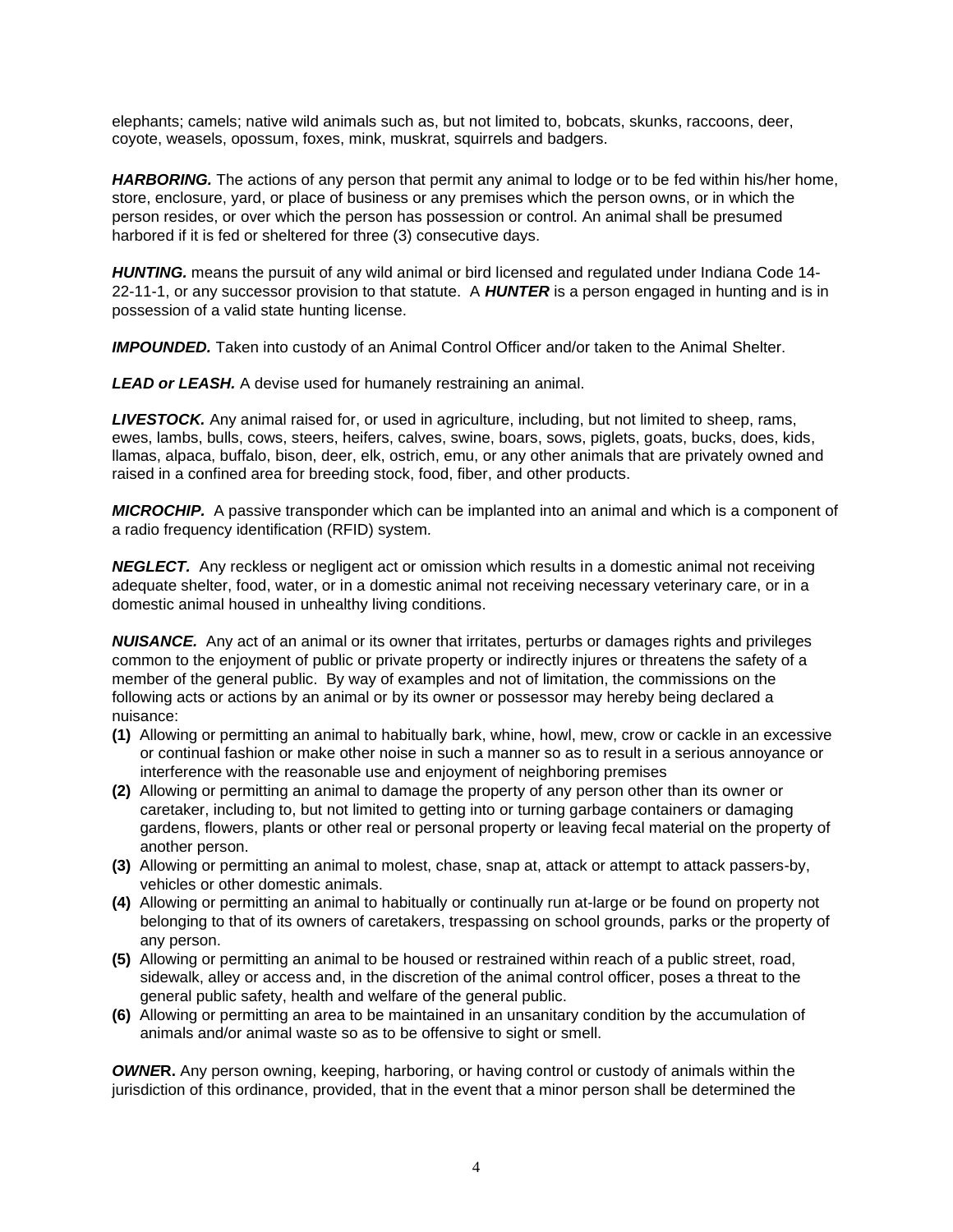elephants; camels; native wild animals such as, but not limited to, bobcats, skunks, raccoons, deer, coyote, weasels, opossum, foxes, mink, muskrat, squirrels and badgers.

***HARBORING.*** The actions of any person that permit any animal to lodge or to be fed within his/her home, store, enclosure, yard, or place of business or any premises which the person owns, or in which the person resides, or over which the person has possession or control. An animal shall be presumed harbored if it is fed or sheltered for three (3) consecutive days.

***HUNTING.*** means the pursuit of any wild animal or bird licensed and regulated under Indiana Code 14-22-11-1, or any successor provision to that statute. A ***HUNTER*** is a person engaged in hunting and is in possession of a valid state hunting license.

***IMPOUNDED.*** Taken into custody of an Animal Control Officer and/or taken to the Animal Shelter.

***LEAD or LEASH.*** A devise used for humanely restraining an animal.

***LIVESTOCK.*** Any animal raised for, or used in agriculture, including, but not limited to sheep, rams, ewes, lambs, bulls, cows, steers, heifers, calves, swine, boars, sows, piglets, goats, bucks, does, kids, llamas, alpaca, buffalo, bison, deer, elk, ostrich, emu, or any other animals that are privately owned and raised in a confined area for breeding stock, food, fiber, and other products.

***MICROCHIP.*** A passive transponder which can be implanted into an animal and which is a component of a radio frequency identification (RFID) system.

***NEGLECT.*** Any reckless or negligent act or omission which results in a domestic animal not receiving adequate shelter, food, water, or in a domestic animal not receiving necessary veterinary care, or in a domestic animal housed in unhealthy living conditions.

***NUISANCE.*** Any act of an animal or its owner that irritates, perturbs or damages rights and privileges common to the enjoyment of public or private property or indirectly injures or threatens the safety of a member of the general public. By way of examples and not of limitation, the commissions on the following acts or actions by an animal or by its owner or possessor may hereby being declared a nuisance:

**(1)** Allowing or permitting an animal to habitually bark, whine, howl, mew, crow or cackle in an excessive or continual fashion or make other noise in such a manner so as to result in a serious annoyance or interference with the reasonable use and enjoyment of neighboring premises

**(2)** Allowing or permitting an animal to damage the property of any person other than its owner or caretaker, including to, but not limited to getting into or turning garbage containers or damaging gardens, flowers, plants or other real or personal property or leaving fecal material on the property of another person.

**(3)** Allowing or permitting an animal to molest, chase, snap at, attack or attempt to attack passers-by, vehicles or other domestic animals.

**(4)** Allowing or permitting an animal to habitually or continually run at-large or be found on property not belonging to that of its owners of caretakers, trespassing on school grounds, parks or the property of any person.

**(5)** Allowing or permitting an animal to be housed or restrained within reach of a public street, road, sidewalk, alley or access and, in the discretion of the animal control officer, poses a threat to the general public safety, health and welfare of the general public.

**(6)** Allowing or permitting an area to be maintained in an unsanitary condition by the accumulation of animals and/or animal waste so as to be offensive to sight or smell.

***OWNER*****.** Any person owning, keeping, harboring, or having control or custody of animals within the jurisdiction of this ordinance, provided, that in the event that a minor person shall be determined the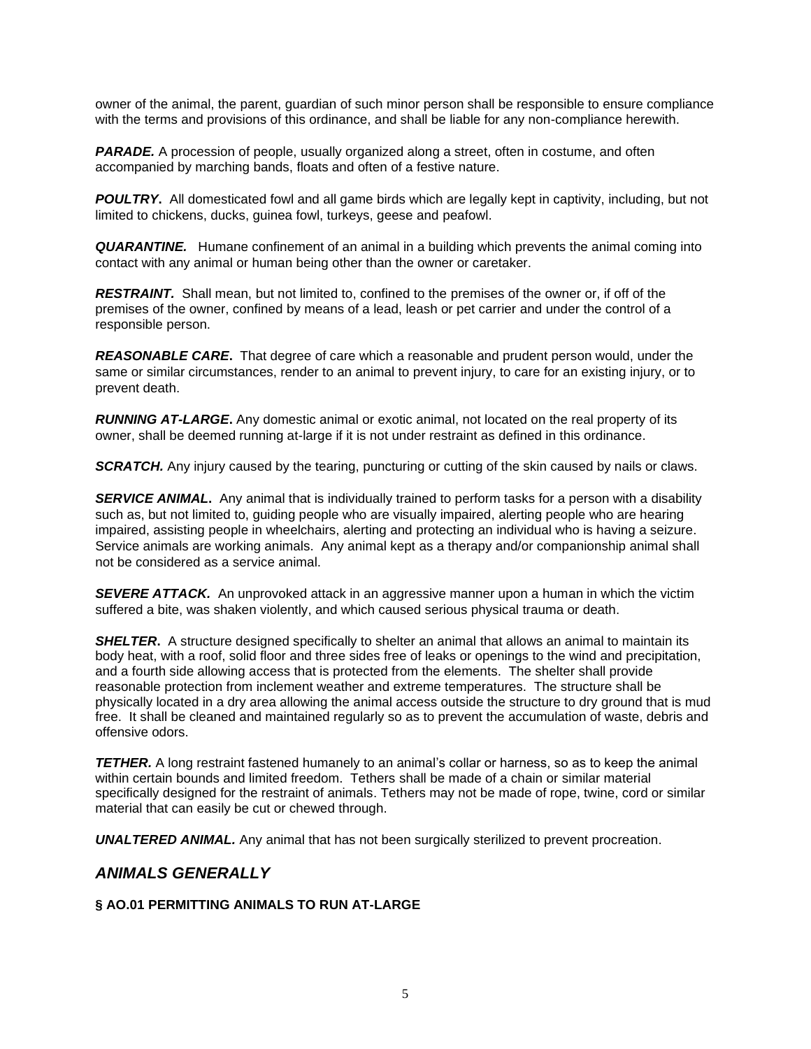owner of the animal, the parent, guardian of such minor person shall be responsible to ensure compliance with the terms and provisions of this ordinance, and shall be liable for any non-compliance herewith.

***PARADE.*** A procession of people, usually organized along a street, often in costume, and often accompanied by marching bands, floats and often of a festive nature.

***POULTRY*****.** All domesticated fowl and all game birds which are legally kept in captivity, including, but not limited to chickens, ducks, guinea fowl, turkeys, geese and peafowl.

***QUARANTINE.*** Humane confinement of an animal in a building which prevents the animal coming into contact with any animal or human being other than the owner or caretaker.

***RESTRAINT.*** Shall mean, but not limited to, confined to the premises of the owner or, if off of the premises of the owner, confined by means of a lead, leash or pet carrier and under the control of a responsible person.

***REASONABLE CARE*****.** That degree of care which a reasonable and prudent person would, under the same or similar circumstances, render to an animal to prevent injury, to care for an existing injury, or to prevent death.

***RUNNING AT-LARGE*****.** Any domestic animal or exotic animal, not located on the real property of its owner, shall be deemed running at-large if it is not under restraint as defined in this ordinance.

***SCRATCH.*** Any injury caused by the tearing, puncturing or cutting of the skin caused by nails or claws.

***SERVICE ANIMAL*****.** Any animal that is individually trained to perform tasks for a person with a disability such as, but not limited to, guiding people who are visually impaired, alerting people who are hearing impaired, assisting people in wheelchairs, alerting and protecting an individual who is having a seizure. Service animals are working animals. Any animal kept as a therapy and/or companionship animal shall not be considered as a service animal.

***SEVERE ATTACK.*** An unprovoked attack in an aggressive manner upon a human in which the victim suffered a bite, was shaken violently, and which caused serious physical trauma or death.

***SHELTER*****.** A structure designed specifically to shelter an animal that allows an animal to maintain its body heat, with a roof, solid floor and three sides free of leaks or openings to the wind and precipitation, and a fourth side allowing access that is protected from the elements. The shelter shall provide reasonable protection from inclement weather and extreme temperatures. The structure shall be physically located in a dry area allowing the animal access outside the structure to dry ground that is mud free. It shall be cleaned and maintained regularly so as to prevent the accumulation of waste, debris and offensive odors.

***TETHER.*** A long restraint fastened humanely to an animal's collar or harness, so as to keep the animal within certain bounds and limited freedom. Tethers shall be made of a chain or similar material specifically designed for the restraint of animals. Tethers may not be made of rope, twine, cord or similar material that can easily be cut or chewed through.

***UNALTERED ANIMAL.*** Any animal that has not been surgically sterilized to prevent procreation.

## *ANIMALS GENERALLY*

### § AO.01 PERMITTING ANIMALS TO RUN AT-LARGE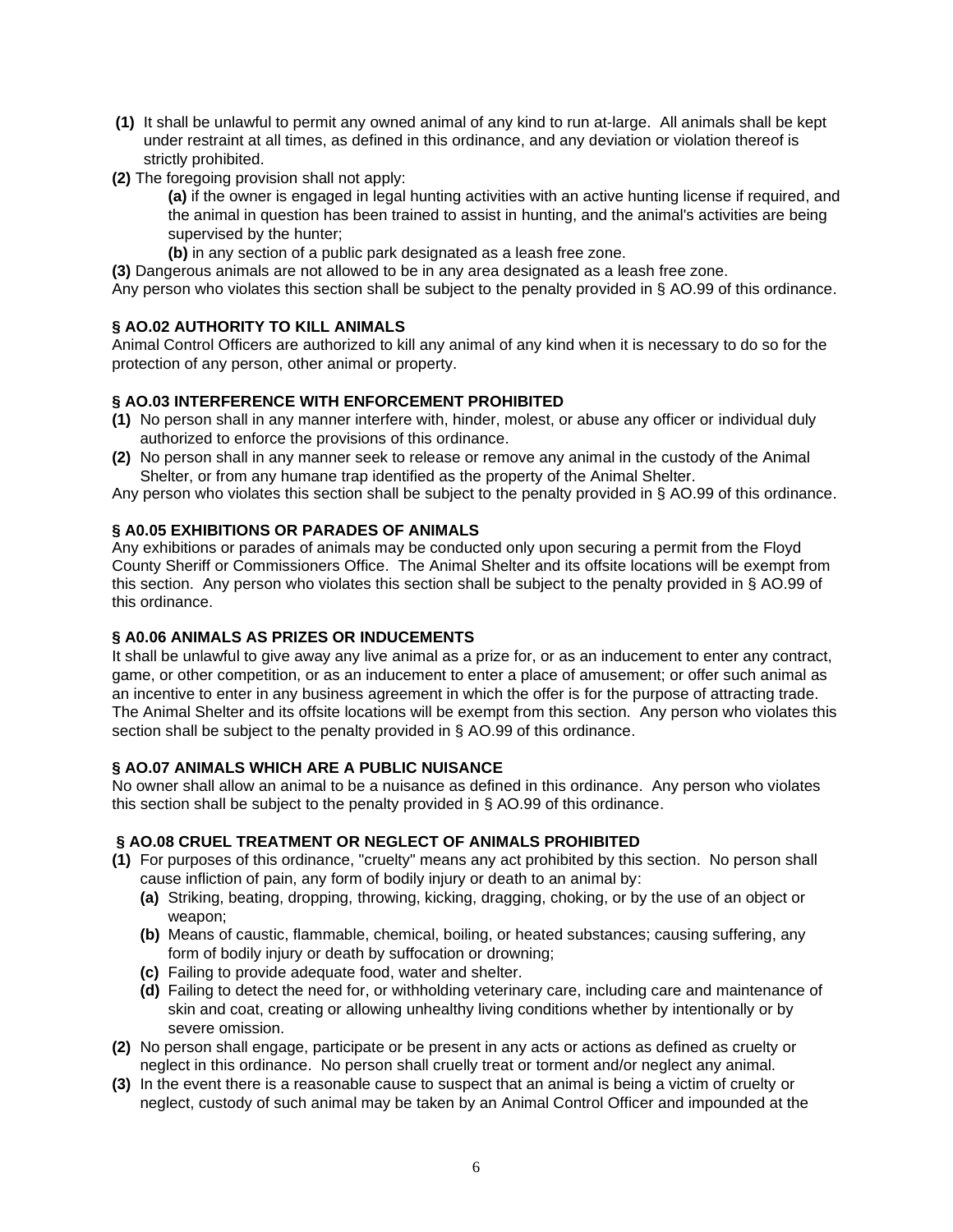**(1)** It shall be unlawful to permit any owned animal of any kind to run at-large. All animals shall be kept under restraint at all times, as defined in this ordinance, and any deviation or violation thereof is strictly prohibited.

**(2)** The foregoing provision shall not apply:

> **(a)** if the owner is engaged in legal hunting activities with an active hunting license if required, and the animal in question has been trained to assist in hunting, and the animal's activities are being supervised by the hunter;
>
> **(b)** in any section of a public park designated as a leash free zone.

**(3)** Dangerous animals are not allowed to be in any area designated as a leash free zone.

Any person who violates this section shall be subject to the penalty provided in § AO.99 of this ordinance.

### § AO.02 AUTHORITY TO KILL ANIMALS

Animal Control Officers are authorized to kill any animal of any kind when it is necessary to do so for the protection of any person, other animal or property.

### § AO.03 INTERFERENCE WITH ENFORCEMENT PROHIBITED

**(1)** No person shall in any manner interfere with, hinder, molest, or abuse any officer or individual duly authorized to enforce the provisions of this ordinance.

**(2)** No person shall in any manner seek to release or remove any animal in the custody of the Animal Shelter, or from any humane trap identified as the property of the Animal Shelter.

Any person who violates this section shall be subject to the penalty provided in § AO.99 of this ordinance.

### § A0.05 EXHIBITIONS OR PARADES OF ANIMALS

Any exhibitions or parades of animals may be conducted only upon securing a permit from the Floyd County Sheriff or Commissioners Office. The Animal Shelter and its offsite locations will be exempt from this section. Any person who violates this section shall be subject to the penalty provided in § AO.99 of this ordinance.

### § A0.06 ANIMALS AS PRIZES OR INDUCEMENTS

It shall be unlawful to give away any live animal as a prize for, or as an inducement to enter any contract, game, or other competition, or as an inducement to enter a place of amusement; or offer such animal as an incentive to enter in any business agreement in which the offer is for the purpose of attracting trade. The Animal Shelter and its offsite locations will be exempt from this section. Any person who violates this section shall be subject to the penalty provided in § AO.99 of this ordinance.

### § AO.07 ANIMALS WHICH ARE A PUBLIC NUISANCE

No owner shall allow an animal to be a nuisance as defined in this ordinance. Any person who violates this section shall be subject to the penalty provided in § AO.99 of this ordinance.

### § AO.08 CRUEL TREATMENT OR NEGLECT OF ANIMALS PROHIBITED

**(1)** For purposes of this ordinance, "cruelty" means any act prohibited by this section. No person shall cause infliction of pain, any form of bodily injury or death to an animal by:

> **(a)** Striking, beating, dropping, throwing, kicking, dragging, choking, or by the use of an object or weapon;
>
> **(b)** Means of caustic, flammable, chemical, boiling, or heated substances; causing suffering, any form of bodily injury or death by suffocation or drowning;
>
> **(c)** Failing to provide adequate food, water and shelter.
>
> **(d)** Failing to detect the need for, or withholding veterinary care, including care and maintenance of skin and coat, creating or allowing unhealthy living conditions whether by intentionally or by severe omission.

**(2)** No person shall engage, participate or be present in any acts or actions as defined as cruelty or neglect in this ordinance. No person shall cruelly treat or torment and/or neglect any animal.

**(3)** In the event there is a reasonable cause to suspect that an animal is being a victim of cruelty or neglect, custody of such animal may be taken by an Animal Control Officer and impounded at the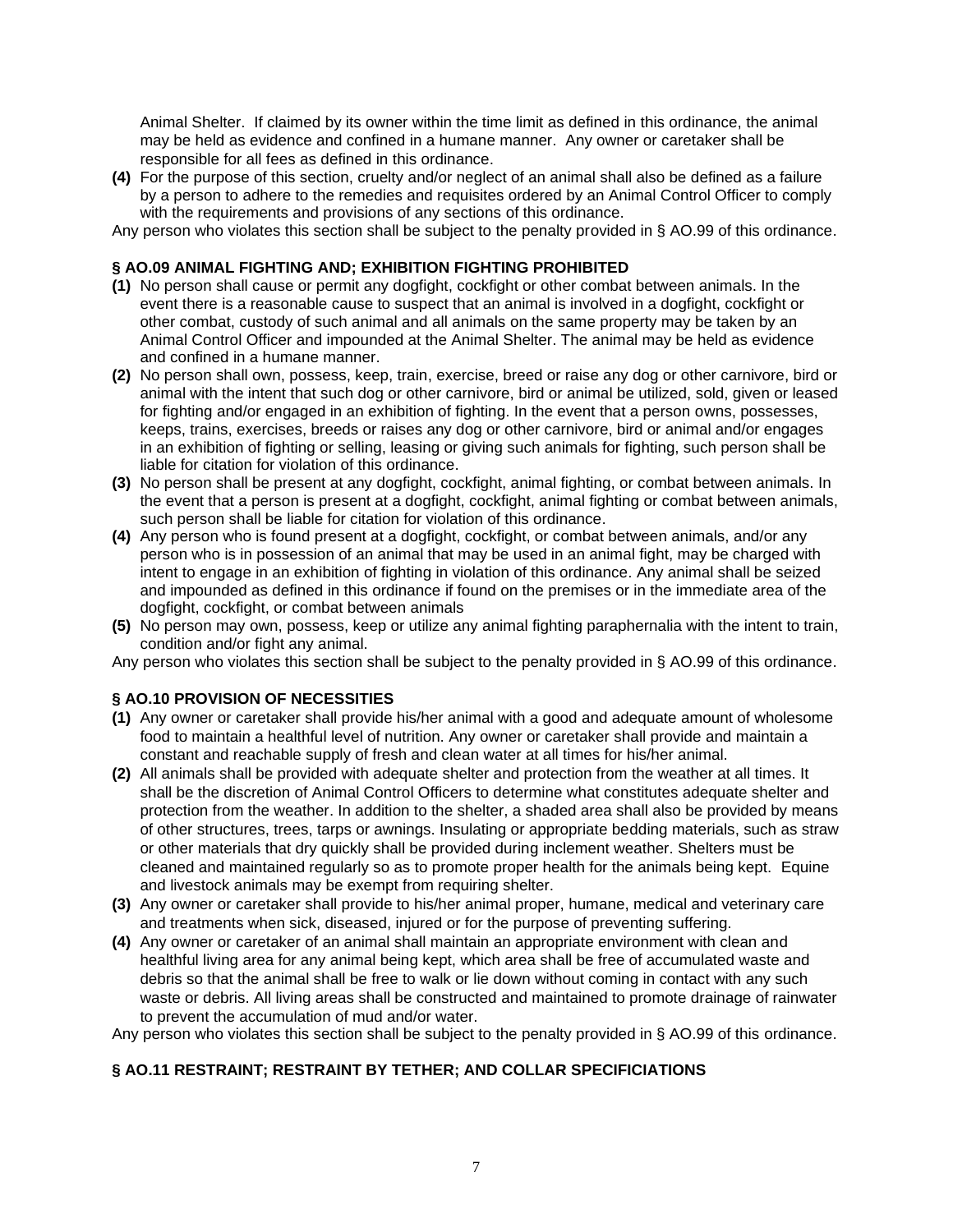Animal Shelter. If claimed by its owner within the time limit as defined in this ordinance, the animal may be held as evidence and confined in a humane manner. Any owner or caretaker shall be responsible for all fees as defined in this ordinance.

**(4)** For the purpose of this section, cruelty and/or neglect of an animal shall also be defined as a failure by a person to adhere to the remedies and requisites ordered by an Animal Control Officer to comply with the requirements and provisions of any sections of this ordinance.

Any person who violates this section shall be subject to the penalty provided in § AO.99 of this ordinance.

### § AO.09 ANIMAL FIGHTING AND; EXHIBITION FIGHTING PROHIBITED

**(1)** No person shall cause or permit any dogfight, cockfight or other combat between animals. In the event there is a reasonable cause to suspect that an animal is involved in a dogfight, cockfight or other combat, custody of such animal and all animals on the same property may be taken by an Animal Control Officer and impounded at the Animal Shelter. The animal may be held as evidence and confined in a humane manner.

**(2)** No person shall own, possess, keep, train, exercise, breed or raise any dog or other carnivore, bird or animal with the intent that such dog or other carnivore, bird or animal be utilized, sold, given or leased for fighting and/or engaged in an exhibition of fighting. In the event that a person owns, possesses, keeps, trains, exercises, breeds or raises any dog or other carnivore, bird or animal and/or engages in an exhibition of fighting or selling, leasing or giving such animals for fighting, such person shall be liable for citation for violation of this ordinance.

**(3)** No person shall be present at any dogfight, cockfight, animal fighting, or combat between animals. In the event that a person is present at a dogfight, cockfight, animal fighting or combat between animals, such person shall be liable for citation for violation of this ordinance.

**(4)** Any person who is found present at a dogfight, cockfight, or combat between animals, and/or any person who is in possession of an animal that may be used in an animal fight, may be charged with intent to engage in an exhibition of fighting in violation of this ordinance. Any animal shall be seized and impounded as defined in this ordinance if found on the premises or in the immediate area of the dogfight, cockfight, or combat between animals

**(5)** No person may own, possess, keep or utilize any animal fighting paraphernalia with the intent to train, condition and/or fight any animal.

Any person who violates this section shall be subject to the penalty provided in § AO.99 of this ordinance.

### § AO.10 PROVISION OF NECESSITIES

**(1)** Any owner or caretaker shall provide his/her animal with a good and adequate amount of wholesome food to maintain a healthful level of nutrition. Any owner or caretaker shall provide and maintain a constant and reachable supply of fresh and clean water at all times for his/her animal.

**(2)** All animals shall be provided with adequate shelter and protection from the weather at all times. It shall be the discretion of Animal Control Officers to determine what constitutes adequate shelter and protection from the weather. In addition to the shelter, a shaded area shall also be provided by means of other structures, trees, tarps or awnings. Insulating or appropriate bedding materials, such as straw or other materials that dry quickly shall be provided during inclement weather. Shelters must be cleaned and maintained regularly so as to promote proper health for the animals being kept. Equine and livestock animals may be exempt from requiring shelter.

**(3)** Any owner or caretaker shall provide to his/her animal proper, humane, medical and veterinary care and treatments when sick, diseased, injured or for the purpose of preventing suffering.

**(4)** Any owner or caretaker of an animal shall maintain an appropriate environment with clean and healthful living area for any animal being kept, which area shall be free of accumulated waste and debris so that the animal shall be free to walk or lie down without coming in contact with any such waste or debris. All living areas shall be constructed and maintained to promote drainage of rainwater to prevent the accumulation of mud and/or water.

Any person who violates this section shall be subject to the penalty provided in § AO.99 of this ordinance.

### § AO.11 RESTRAINT; RESTRAINT BY TETHER; AND COLLAR SPECIFICIATIONS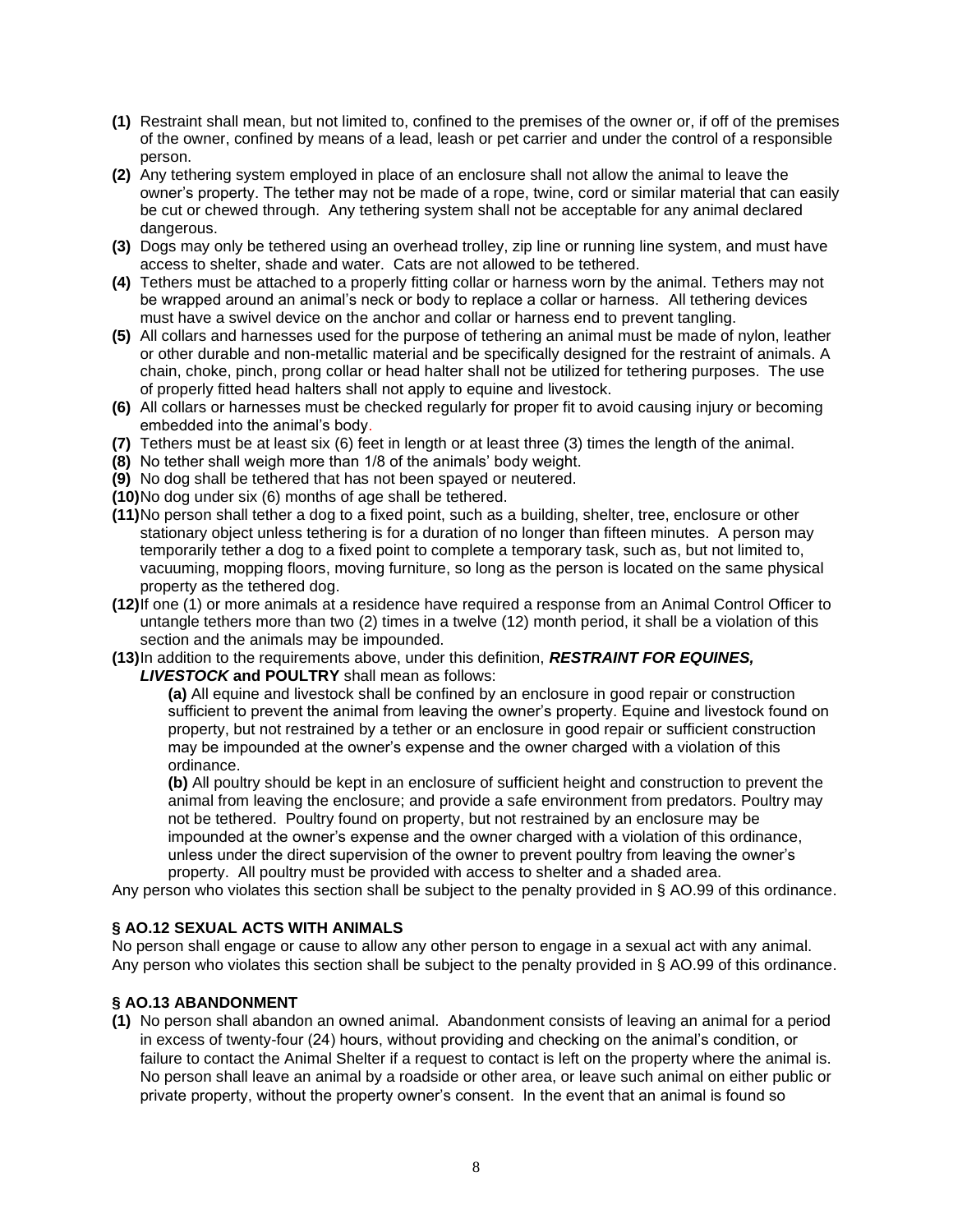**(1)** Restraint shall mean, but not limited to, confined to the premises of the owner or, if off of the premises of the owner, confined by means of a lead, leash or pet carrier and under the control of a responsible person.

**(2)** Any tethering system employed in place of an enclosure shall not allow the animal to leave the owner's property. The tether may not be made of a rope, twine, cord or similar material that can easily be cut or chewed through. Any tethering system shall not be acceptable for any animal declared dangerous.

**(3)** Dogs may only be tethered using an overhead trolley, zip line or running line system, and must have access to shelter, shade and water. Cats are not allowed to be tethered.

**(4)** Tethers must be attached to a properly fitting collar or harness worn by the animal. Tethers may not be wrapped around an animal's neck or body to replace a collar or harness. All tethering devices must have a swivel device on the anchor and collar or harness end to prevent tangling.

**(5)** All collars and harnesses used for the purpose of tethering an animal must be made of nylon, leather or other durable and non-metallic material and be specifically designed for the restraint of animals. A chain, choke, pinch, prong collar or head halter shall not be utilized for tethering purposes. The use of properly fitted head halters shall not apply to equine and livestock.

**(6)** All collars or harnesses must be checked regularly for proper fit to avoid causing injury or becoming embedded into the animal's body.

**(7)** Tethers must be at least six (6) feet in length or at least three (3) times the length of the animal.

**(8)** No tether shall weigh more than 1/8 of the animals' body weight.

**(9)** No dog shall be tethered that has not been spayed or neutered.

**(10)** No dog under six (6) months of age shall be tethered.

**(11)** No person shall tether a dog to a fixed point, such as a building, shelter, tree, enclosure or other stationary object unless tethering is for a duration of no longer than fifteen minutes. A person may temporarily tether a dog to a fixed point to complete a temporary task, such as, but not limited to, vacuuming, mopping floors, moving furniture, so long as the person is located on the same physical property as the tethered dog.

**(12)** If one (1) or more animals at a residence have required a response from an Animal Control Officer to untangle tethers more than two (2) times in a twelve (12) month period, it shall be a violation of this section and the animals may be impounded.

**(13)** In addition to the requirements above, under this definition, ***RESTRAINT FOR EQUINES, LIVESTOCK*** **and POULTRY** shall mean as follows:

**(a)** All equine and livestock shall be confined by an enclosure in good repair or construction sufficient to prevent the animal from leaving the owner's property. Equine and livestock found on property, but not restrained by a tether or an enclosure in good repair or sufficient construction may be impounded at the owner's expense and the owner charged with a violation of this ordinance.

**(b)** All poultry should be kept in an enclosure of sufficient height and construction to prevent the animal from leaving the enclosure; and provide a safe environment from predators. Poultry may not be tethered. Poultry found on property, but not restrained by an enclosure may be impounded at the owner's expense and the owner charged with a violation of this ordinance, unless under the direct supervision of the owner to prevent poultry from leaving the owner's property. All poultry must be provided with access to shelter and a shaded area.

Any person who violates this section shall be subject to the penalty provided in § AO.99 of this ordinance.

### § AO.12 SEXUAL ACTS WITH ANIMALS

No person shall engage or cause to allow any other person to engage in a sexual act with any animal. Any person who violates this section shall be subject to the penalty provided in § AO.99 of this ordinance.

### § AO.13 ABANDONMENT

**(1)** No person shall abandon an owned animal. Abandonment consists of leaving an animal for a period in excess of twenty-four (24) hours, without providing and checking on the animal's condition, or failure to contact the Animal Shelter if a request to contact is left on the property where the animal is. No person shall leave an animal by a roadside or other area, or leave such animal on either public or private property, without the property owner's consent. In the event that an animal is found so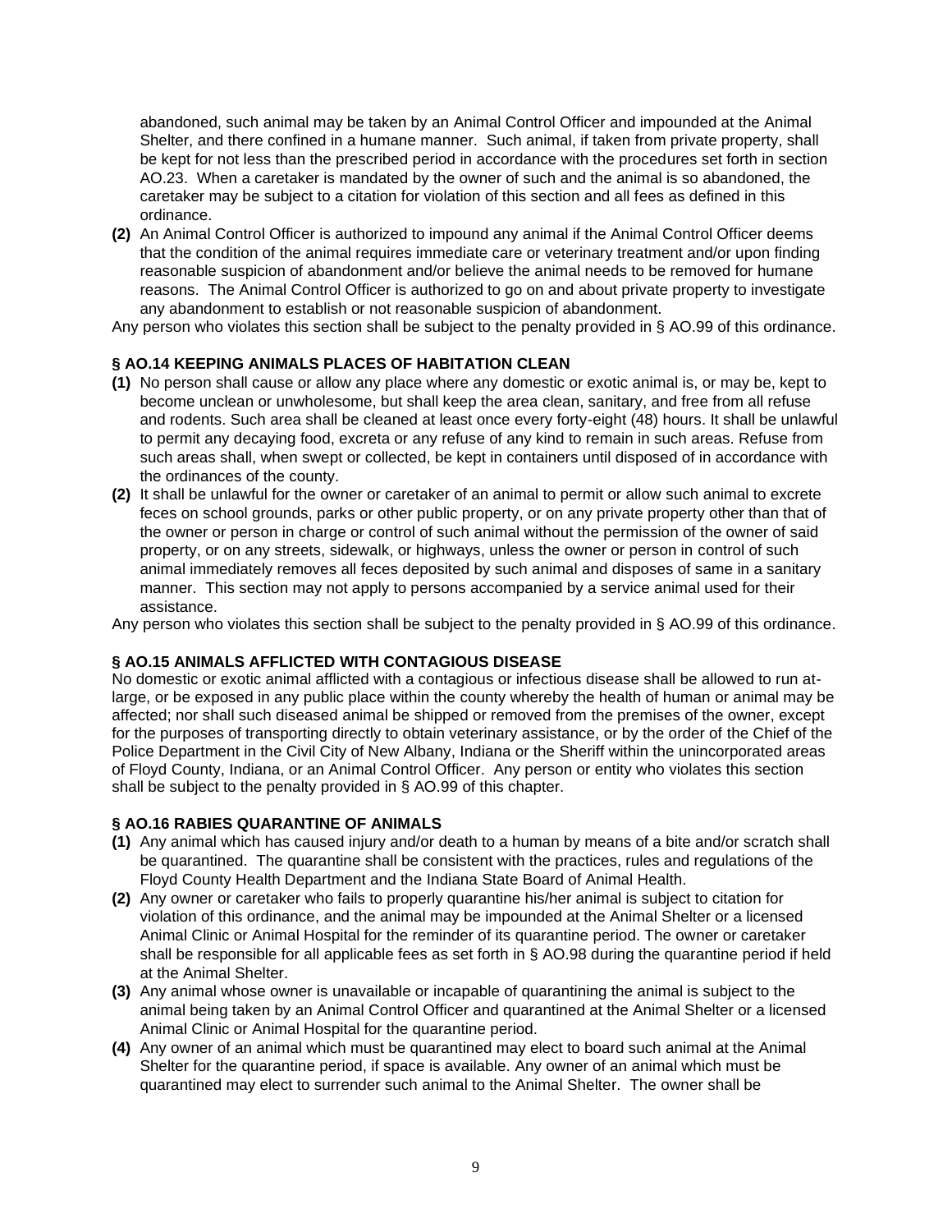abandoned, such animal may be taken by an Animal Control Officer and impounded at the Animal Shelter, and there confined in a humane manner. Such animal, if taken from private property, shall be kept for not less than the prescribed period in accordance with the procedures set forth in section AO.23. When a caretaker is mandated by the owner of such and the animal is so abandoned, the caretaker may be subject to a citation for violation of this section and all fees as defined in this ordinance.

**(2)** An Animal Control Officer is authorized to impound any animal if the Animal Control Officer deems that the condition of the animal requires immediate care or veterinary treatment and/or upon finding reasonable suspicion of abandonment and/or believe the animal needs to be removed for humane reasons. The Animal Control Officer is authorized to go on and about private property to investigate any abandonment to establish or not reasonable suspicion of abandonment.

Any person who violates this section shall be subject to the penalty provided in § AO.99 of this ordinance.

### § AO.14 KEEPING ANIMALS PLACES OF HABITATION CLEAN

**(1)** No person shall cause or allow any place where any domestic or exotic animal is, or may be, kept to become unclean or unwholesome, but shall keep the area clean, sanitary, and free from all refuse and rodents. Such area shall be cleaned at least once every forty-eight (48) hours. It shall be unlawful to permit any decaying food, excreta or any refuse of any kind to remain in such areas. Refuse from such areas shall, when swept or collected, be kept in containers until disposed of in accordance with the ordinances of the county.

**(2)** It shall be unlawful for the owner or caretaker of an animal to permit or allow such animal to excrete feces on school grounds, parks or other public property, or on any private property other than that of the owner or person in charge or control of such animal without the permission of the owner of said property, or on any streets, sidewalk, or highways, unless the owner or person in control of such animal immediately removes all feces deposited by such animal and disposes of same in a sanitary manner. This section may not apply to persons accompanied by a service animal used for their assistance.

Any person who violates this section shall be subject to the penalty provided in § AO.99 of this ordinance.

### § AO.15 ANIMALS AFFLICTED WITH CONTAGIOUS DISEASE

No domestic or exotic animal afflicted with a contagious or infectious disease shall be allowed to run at-large, or be exposed in any public place within the county whereby the health of human or animal may be affected; nor shall such diseased animal be shipped or removed from the premises of the owner, except for the purposes of transporting directly to obtain veterinary assistance, or by the order of the Chief of the Police Department in the Civil City of New Albany, Indiana or the Sheriff within the unincorporated areas of Floyd County, Indiana, or an Animal Control Officer. Any person or entity who violates this section shall be subject to the penalty provided in § AO.99 of this chapter.

### § AO.16 RABIES QUARANTINE OF ANIMALS

**(1)** Any animal which has caused injury and/or death to a human by means of a bite and/or scratch shall be quarantined. The quarantine shall be consistent with the practices, rules and regulations of the Floyd County Health Department and the Indiana State Board of Animal Health.

**(2)** Any owner or caretaker who fails to properly quarantine his/her animal is subject to citation for violation of this ordinance, and the animal may be impounded at the Animal Shelter or a licensed Animal Clinic or Animal Hospital for the reminder of its quarantine period. The owner or caretaker shall be responsible for all applicable fees as set forth in § AO.98 during the quarantine period if held at the Animal Shelter.

**(3)** Any animal whose owner is unavailable or incapable of quarantining the animal is subject to the animal being taken by an Animal Control Officer and quarantined at the Animal Shelter or a licensed Animal Clinic or Animal Hospital for the quarantine period.

**(4)** Any owner of an animal which must be quarantined may elect to board such animal at the Animal Shelter for the quarantine period, if space is available. Any owner of an animal which must be quarantined may elect to surrender such animal to the Animal Shelter. The owner shall be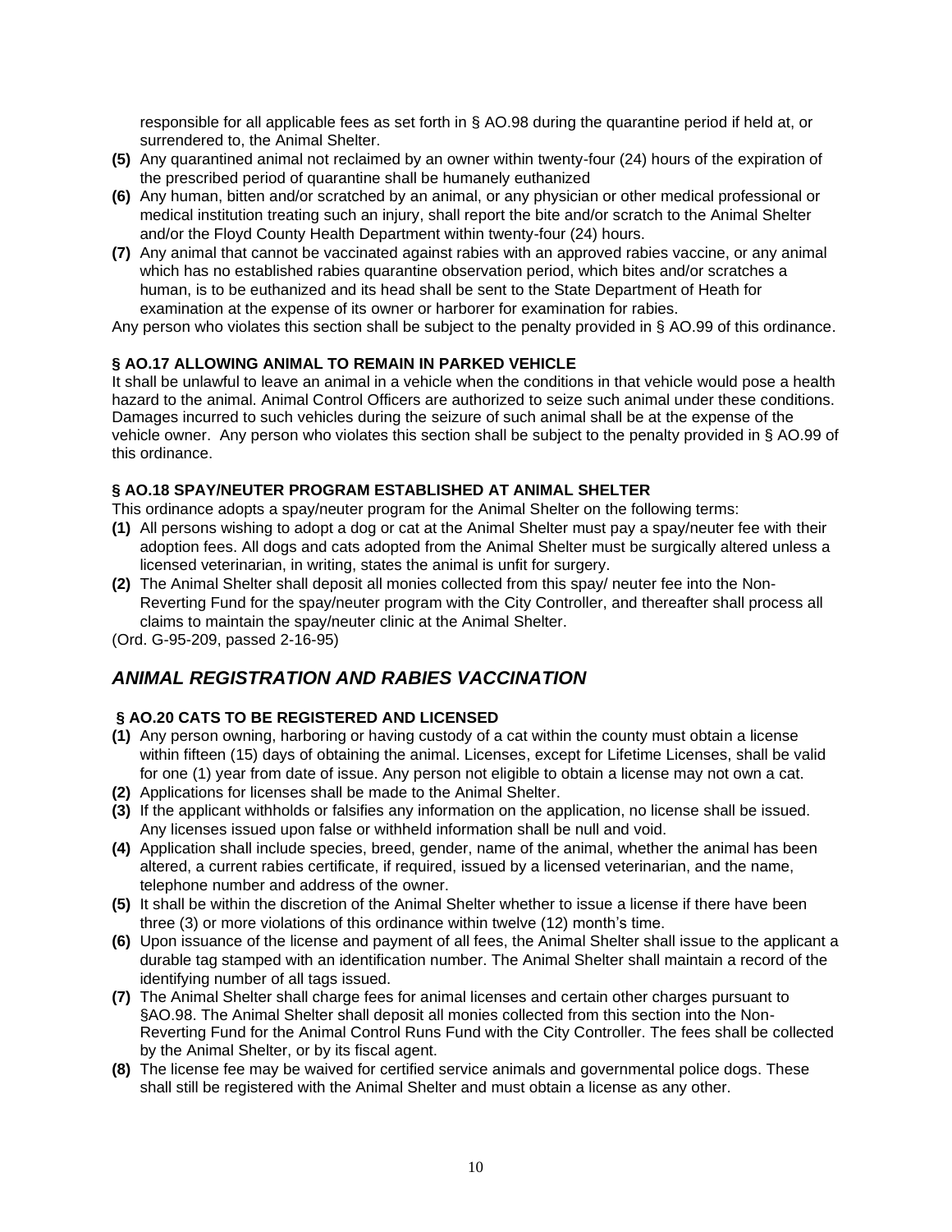responsible for all applicable fees as set forth in § AO.98 during the quarantine period if held at, or surrendered to, the Animal Shelter.

**(5)** Any quarantined animal not reclaimed by an owner within twenty-four (24) hours of the expiration of the prescribed period of quarantine shall be humanely euthanized

**(6)** Any human, bitten and/or scratched by an animal, or any physician or other medical professional or medical institution treating such an injury, shall report the bite and/or scratch to the Animal Shelter and/or the Floyd County Health Department within twenty-four (24) hours.

**(7)** Any animal that cannot be vaccinated against rabies with an approved rabies vaccine, or any animal which has no established rabies quarantine observation period, which bites and/or scratches a human, is to be euthanized and its head shall be sent to the State Department of Heath for examination at the expense of its owner or harborer for examination for rabies.

Any person who violates this section shall be subject to the penalty provided in § AO.99 of this ordinance.

**§ AO.17 ALLOWING ANIMAL TO REMAIN IN PARKED VEHICLE**

It shall be unlawful to leave an animal in a vehicle when the conditions in that vehicle would pose a health hazard to the animal. Animal Control Officers are authorized to seize such animal under these conditions. Damages incurred to such vehicles during the seizure of such animal shall be at the expense of the vehicle owner. Any person who violates this section shall be subject to the penalty provided in § AO.99 of this ordinance.

**§ AO.18 SPAY/NEUTER PROGRAM ESTABLISHED AT ANIMAL SHELTER**

This ordinance adopts a spay/neuter program for the Animal Shelter on the following terms:

**(1)** All persons wishing to adopt a dog or cat at the Animal Shelter must pay a spay/neuter fee with their adoption fees. All dogs and cats adopted from the Animal Shelter must be surgically altered unless a licensed veterinarian, in writing, states the animal is unfit for surgery.

**(2)** The Animal Shelter shall deposit all monies collected from this spay/ neuter fee into the Non-Reverting Fund for the spay/neuter program with the City Controller, and thereafter shall process all claims to maintain the spay/neuter clinic at the Animal Shelter.

(Ord. G-95-209, passed 2-16-95)

## *ANIMAL REGISTRATION AND RABIES VACCINATION*

**§ AO.20 CATS TO BE REGISTERED AND LICENSED**

**(1)** Any person owning, harboring or having custody of a cat within the county must obtain a license within fifteen (15) days of obtaining the animal. Licenses, except for Lifetime Licenses, shall be valid for one (1) year from date of issue. Any person not eligible to obtain a license may not own a cat.

**(2)** Applications for licenses shall be made to the Animal Shelter.

**(3)** If the applicant withholds or falsifies any information on the application, no license shall be issued. Any licenses issued upon false or withheld information shall be null and void.

**(4)** Application shall include species, breed, gender, name of the animal, whether the animal has been altered, a current rabies certificate, if required, issued by a licensed veterinarian, and the name, telephone number and address of the owner.

**(5)** It shall be within the discretion of the Animal Shelter whether to issue a license if there have been three (3) or more violations of this ordinance within twelve (12) month's time.

**(6)** Upon issuance of the license and payment of all fees, the Animal Shelter shall issue to the applicant a durable tag stamped with an identification number. The Animal Shelter shall maintain a record of the identifying number of all tags issued.

**(7)** The Animal Shelter shall charge fees for animal licenses and certain other charges pursuant to §AO.98. The Animal Shelter shall deposit all monies collected from this section into the Non-Reverting Fund for the Animal Control Runs Fund with the City Controller. The fees shall be collected by the Animal Shelter, or by its fiscal agent.

**(8)** The license fee may be waived for certified service animals and governmental police dogs. These shall still be registered with the Animal Shelter and must obtain a license as any other.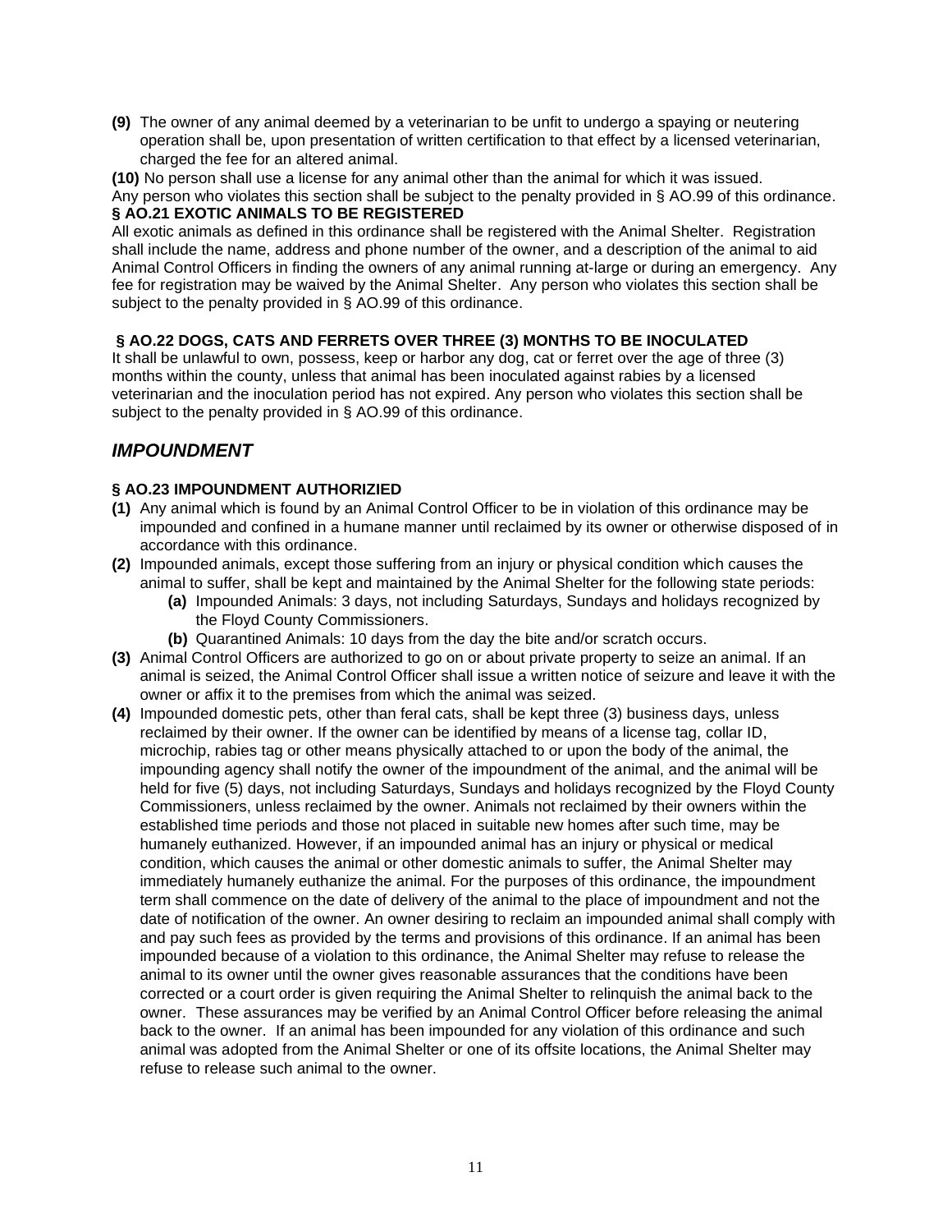**(9)** The owner of any animal deemed by a veterinarian to be unfit to undergo a spaying or neutering operation shall be, upon presentation of written certification to that effect by a licensed veterinarian, charged the fee for an altered animal.

**(10)** No person shall use a license for any animal other than the animal for which it was issued.

Any person who violates this section shall be subject to the penalty provided in § AO.99 of this ordinance.

**§ AO.21 EXOTIC ANIMALS TO BE REGISTERED**

All exotic animals as defined in this ordinance shall be registered with the Animal Shelter. Registration shall include the name, address and phone number of the owner, and a description of the animal to aid Animal Control Officers in finding the owners of any animal running at-large or during an emergency. Any fee for registration may be waived by the Animal Shelter. Any person who violates this section shall be subject to the penalty provided in § AO.99 of this ordinance.

**§ AO.22 DOGS, CATS AND FERRETS OVER THREE (3) MONTHS TO BE INOCULATED**

It shall be unlawful to own, possess, keep or harbor any dog, cat or ferret over the age of three (3) months within the county, unless that animal has been inoculated against rabies by a licensed veterinarian and the inoculation period has not expired. Any person who violates this section shall be subject to the penalty provided in § AO.99 of this ordinance.

## *IMPOUNDMENT*

**§ AO.23 IMPOUNDMENT AUTHORIZIED**

**(1)** Any animal which is found by an Animal Control Officer to be in violation of this ordinance may be impounded and confined in a humane manner until reclaimed by its owner or otherwise disposed of in accordance with this ordinance.

**(2)** Impounded animals, except those suffering from an injury or physical condition which causes the animal to suffer, shall be kept and maintained by the Animal Shelter for the following state periods:

  **(a)** Impounded Animals: 3 days, not including Saturdays, Sundays and holidays recognized by the Floyd County Commissioners.

  **(b)** Quarantined Animals: 10 days from the day the bite and/or scratch occurs.

**(3)** Animal Control Officers are authorized to go on or about private property to seize an animal. If an animal is seized, the Animal Control Officer shall issue a written notice of seizure and leave it with the owner or affix it to the premises from which the animal was seized.

**(4)** Impounded domestic pets, other than feral cats, shall be kept three (3) business days, unless reclaimed by their owner. If the owner can be identified by means of a license tag, collar ID, microchip, rabies tag or other means physically attached to or upon the body of the animal, the impounding agency shall notify the owner of the impoundment of the animal, and the animal will be held for five (5) days, not including Saturdays, Sundays and holidays recognized by the Floyd County Commissioners, unless reclaimed by the owner. Animals not reclaimed by their owners within the established time periods and those not placed in suitable new homes after such time, may be humanely euthanized. However, if an impounded animal has an injury or physical or medical condition, which causes the animal or other domestic animals to suffer, the Animal Shelter may immediately humanely euthanize the animal. For the purposes of this ordinance, the impoundment term shall commence on the date of delivery of the animal to the place of impoundment and not the date of notification of the owner. An owner desiring to reclaim an impounded animal shall comply with and pay such fees as provided by the terms and provisions of this ordinance. If an animal has been impounded because of a violation to this ordinance, the Animal Shelter may refuse to release the animal to its owner until the owner gives reasonable assurances that the conditions have been corrected or a court order is given requiring the Animal Shelter to relinquish the animal back to the owner. These assurances may be verified by an Animal Control Officer before releasing the animal back to the owner. If an animal has been impounded for any violation of this ordinance and such animal was adopted from the Animal Shelter or one of its offsite locations, the Animal Shelter may refuse to release such animal to the owner.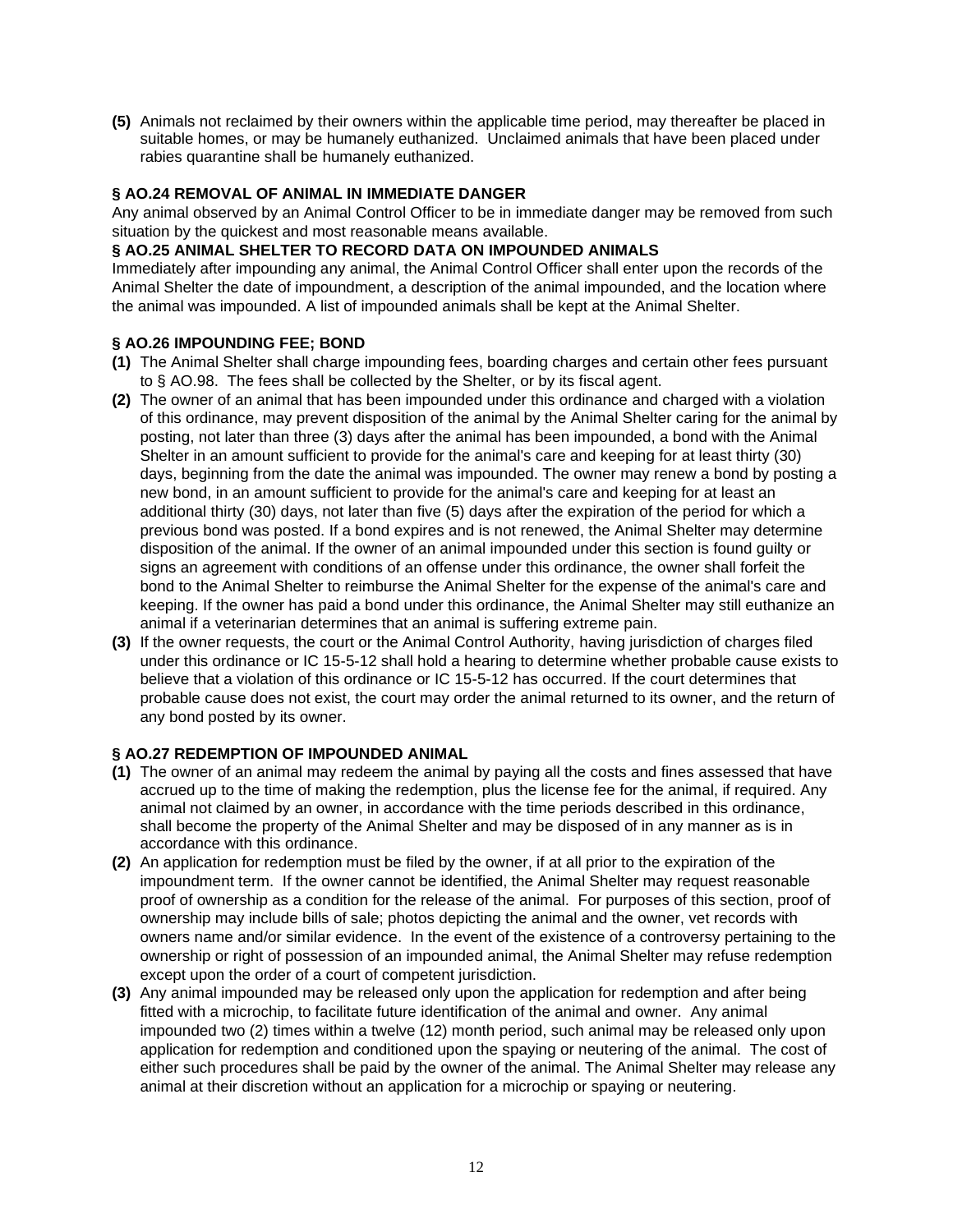**(5)** Animals not reclaimed by their owners within the applicable time period, may thereafter be placed in suitable homes, or may be humanely euthanized. Unclaimed animals that have been placed under rabies quarantine shall be humanely euthanized.

### § AO.24 REMOVAL OF ANIMAL IN IMMEDIATE DANGER

Any animal observed by an Animal Control Officer to be in immediate danger may be removed from such situation by the quickest and most reasonable means available.

### § AO.25 ANIMAL SHELTER TO RECORD DATA ON IMPOUNDED ANIMALS

Immediately after impounding any animal, the Animal Control Officer shall enter upon the records of the Animal Shelter the date of impoundment, a description of the animal impounded, and the location where the animal was impounded. A list of impounded animals shall be kept at the Animal Shelter.

### § AO.26 IMPOUNDING FEE; BOND

**(1)** The Animal Shelter shall charge impounding fees, boarding charges and certain other fees pursuant to § AO.98. The fees shall be collected by the Shelter, or by its fiscal agent.

**(2)** The owner of an animal that has been impounded under this ordinance and charged with a violation of this ordinance, may prevent disposition of the animal by the Animal Shelter caring for the animal by posting, not later than three (3) days after the animal has been impounded, a bond with the Animal Shelter in an amount sufficient to provide for the animal's care and keeping for at least thirty (30) days, beginning from the date the animal was impounded. The owner may renew a bond by posting a new bond, in an amount sufficient to provide for the animal's care and keeping for at least an additional thirty (30) days, not later than five (5) days after the expiration of the period for which a previous bond was posted. If a bond expires and is not renewed, the Animal Shelter may determine disposition of the animal. If the owner of an animal impounded under this section is found guilty or signs an agreement with conditions of an offense under this ordinance, the owner shall forfeit the bond to the Animal Shelter to reimburse the Animal Shelter for the expense of the animal's care and keeping. If the owner has paid a bond under this ordinance, the Animal Shelter may still euthanize an animal if a veterinarian determines that an animal is suffering extreme pain.

**(3)** If the owner requests, the court or the Animal Control Authority, having jurisdiction of charges filed under this ordinance or IC 15-5-12 shall hold a hearing to determine whether probable cause exists to believe that a violation of this ordinance or IC 15-5-12 has occurred. If the court determines that probable cause does not exist, the court may order the animal returned to its owner, and the return of any bond posted by its owner.

### § AO.27 REDEMPTION OF IMPOUNDED ANIMAL

**(1)** The owner of an animal may redeem the animal by paying all the costs and fines assessed that have accrued up to the time of making the redemption, plus the license fee for the animal, if required. Any animal not claimed by an owner, in accordance with the time periods described in this ordinance, shall become the property of the Animal Shelter and may be disposed of in any manner as is in accordance with this ordinance.

**(2)** An application for redemption must be filed by the owner, if at all prior to the expiration of the impoundment term. If the owner cannot be identified, the Animal Shelter may request reasonable proof of ownership as a condition for the release of the animal. For purposes of this section, proof of ownership may include bills of sale; photos depicting the animal and the owner, vet records with owners name and/or similar evidence. In the event of the existence of a controversy pertaining to the ownership or right of possession of an impounded animal, the Animal Shelter may refuse redemption except upon the order of a court of competent jurisdiction.

**(3)** Any animal impounded may be released only upon the application for redemption and after being fitted with a microchip, to facilitate future identification of the animal and owner. Any animal impounded two (2) times within a twelve (12) month period, such animal may be released only upon application for redemption and conditioned upon the spaying or neutering of the animal. The cost of either such procedures shall be paid by the owner of the animal. The Animal Shelter may release any animal at their discretion without an application for a microchip or spaying or neutering.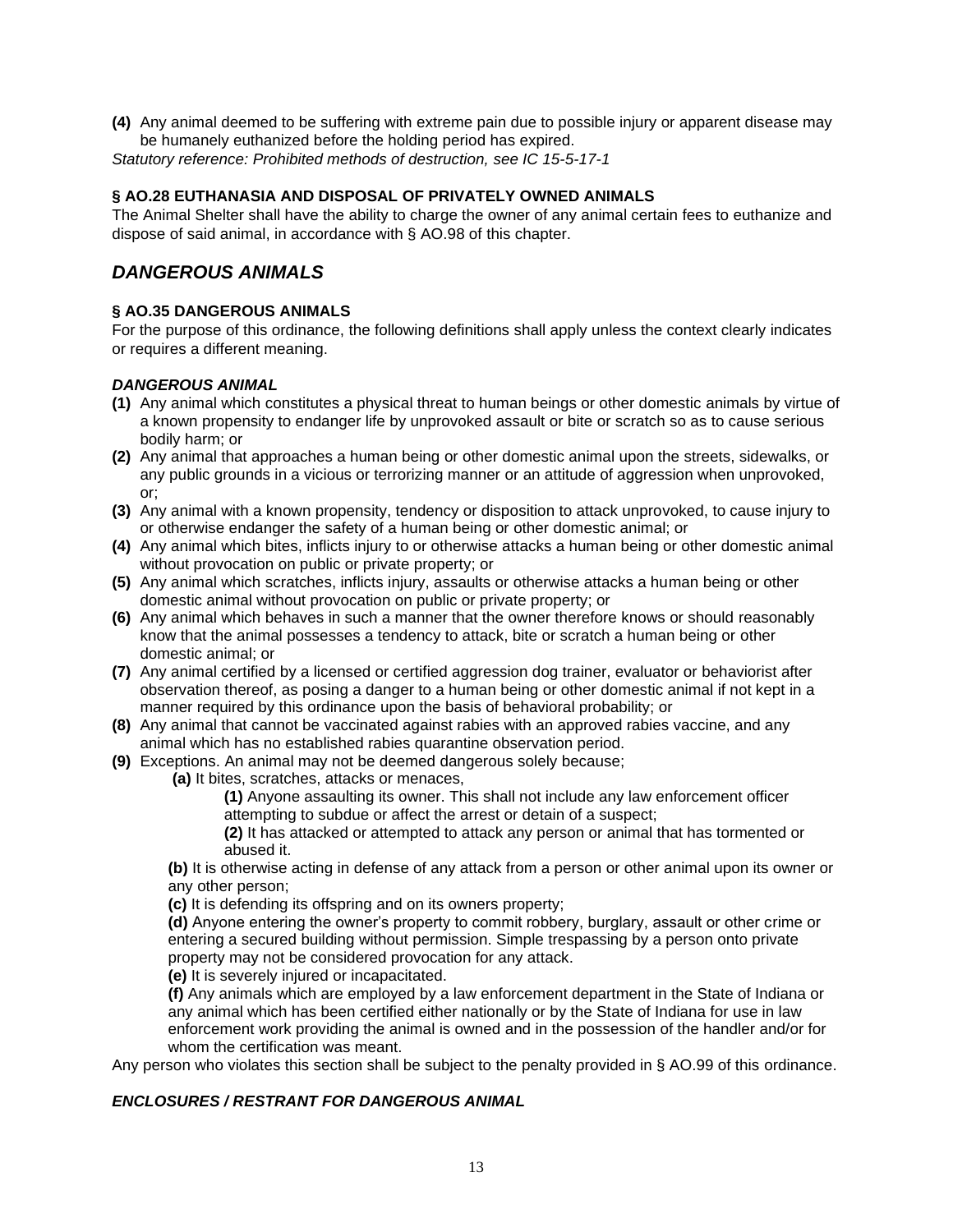**(4)** Any animal deemed to be suffering with extreme pain due to possible injury or apparent disease may be humanely euthanized before the holding period has expired.

*Statutory reference: Prohibited methods of destruction, see IC 15-5-17-1*

**§ AO.28 EUTHANASIA AND DISPOSAL OF PRIVATELY OWNED ANIMALS**

The Animal Shelter shall have the ability to charge the owner of any animal certain fees to euthanize and dispose of said animal, in accordance with § AO.98 of this chapter.

## *DANGEROUS ANIMALS*

**§ AO.35 DANGEROUS ANIMALS**

For the purpose of this ordinance, the following definitions shall apply unless the context clearly indicates or requires a different meaning.

***DANGEROUS ANIMAL***

**(1)** Any animal which constitutes a physical threat to human beings or other domestic animals by virtue of a known propensity to endanger life by unprovoked assault or bite or scratch so as to cause serious bodily harm; or

**(2)** Any animal that approaches a human being or other domestic animal upon the streets, sidewalks, or any public grounds in a vicious or terrorizing manner or an attitude of aggression when unprovoked, or;

**(3)** Any animal with a known propensity, tendency or disposition to attack unprovoked, to cause injury to or otherwise endanger the safety of a human being or other domestic animal; or

**(4)** Any animal which bites, inflicts injury to or otherwise attacks a human being or other domestic animal without provocation on public or private property; or

**(5)** Any animal which scratches, inflicts injury, assaults or otherwise attacks a human being or other domestic animal without provocation on public or private property; or

**(6)** Any animal which behaves in such a manner that the owner therefore knows or should reasonably know that the animal possesses a tendency to attack, bite or scratch a human being or other domestic animal; or

**(7)** Any animal certified by a licensed or certified aggression dog trainer, evaluator or behaviorist after observation thereof, as posing a danger to a human being or other domestic animal if not kept in a manner required by this ordinance upon the basis of behavioral probability; or

**(8)** Any animal that cannot be vaccinated against rabies with an approved rabies vaccine, and any animal which has no established rabies quarantine observation period.

**(9)** Exceptions. An animal may not be deemed dangerous solely because;

**(a)** It bites, scratches, attacks or menaces,

**(1)** Anyone assaulting its owner. This shall not include any law enforcement officer attempting to subdue or affect the arrest or detain of a suspect;

**(2)** It has attacked or attempted to attack any person or animal that has tormented or abused it.

**(b)** It is otherwise acting in defense of any attack from a person or other animal upon its owner or any other person;

**(c)** It is defending its offspring and on its owners property;

**(d)** Anyone entering the owner's property to commit robbery, burglary, assault or other crime or entering a secured building without permission. Simple trespassing by a person onto private property may not be considered provocation for any attack.

**(e)** It is severely injured or incapacitated.

**(f)** Any animals which are employed by a law enforcement department in the State of Indiana or any animal which has been certified either nationally or by the State of Indiana for use in law enforcement work providing the animal is owned and in the possession of the handler and/or for whom the certification was meant.

Any person who violates this section shall be subject to the penalty provided in § AO.99 of this ordinance.

***ENCLOSURES / RESTRANT FOR DANGEROUS ANIMAL***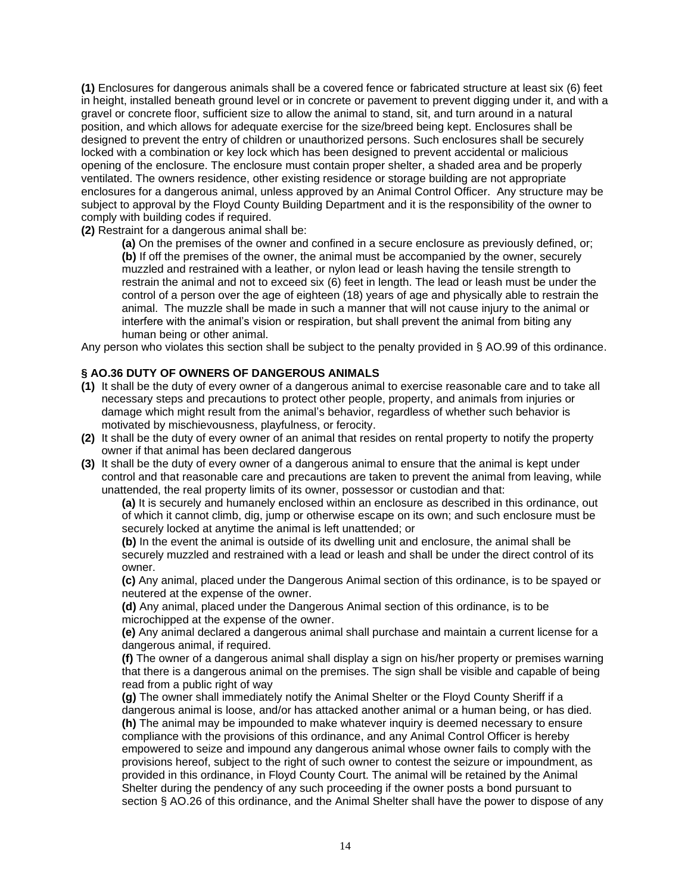**(1)** Enclosures for dangerous animals shall be a covered fence or fabricated structure at least six (6) feet in height, installed beneath ground level or in concrete or pavement to prevent digging under it, and with a gravel or concrete floor, sufficient size to allow the animal to stand, sit, and turn around in a natural position, and which allows for adequate exercise for the size/breed being kept. Enclosures shall be designed to prevent the entry of children or unauthorized persons. Such enclosures shall be securely locked with a combination or key lock which has been designed to prevent accidental or malicious opening of the enclosure. The enclosure must contain proper shelter, a shaded area and be properly ventilated. The owners residence, other existing residence or storage building are not appropriate enclosures for a dangerous animal, unless approved by an Animal Control Officer. Any structure may be subject to approval by the Floyd County Building Department and it is the responsibility of the owner to comply with building codes if required.

**(2)** Restraint for a dangerous animal shall be:

> **(a)** On the premises of the owner and confined in a secure enclosure as previously defined, or;
>
> **(b)** If off the premises of the owner, the animal must be accompanied by the owner, securely muzzled and restrained with a leather, or nylon lead or leash having the tensile strength to restrain the animal and not to exceed six (6) feet in length. The lead or leash must be under the control of a person over the age of eighteen (18) years of age and physically able to restrain the animal. The muzzle shall be made in such a manner that will not cause injury to the animal or interfere with the animal's vision or respiration, but shall prevent the animal from biting any human being or other animal.

Any person who violates this section shall be subject to the penalty provided in § AO.99 of this ordinance.

### § AO.36 DUTY OF OWNERS OF DANGEROUS ANIMALS

**(1)** It shall be the duty of every owner of a dangerous animal to exercise reasonable care and to take all necessary steps and precautions to protect other people, property, and animals from injuries or damage which might result from the animal's behavior, regardless of whether such behavior is motivated by mischievousness, playfulness, or ferocity.

**(2)** It shall be the duty of every owner of an animal that resides on rental property to notify the property owner if that animal has been declared dangerous

**(3)** It shall be the duty of every owner of a dangerous animal to ensure that the animal is kept under control and that reasonable care and precautions are taken to prevent the animal from leaving, while unattended, the real property limits of its owner, possessor or custodian and that:

> **(a)** It is securely and humanely enclosed within an enclosure as described in this ordinance, out of which it cannot climb, dig, jump or otherwise escape on its own; and such enclosure must be securely locked at anytime the animal is left unattended; or
>
> **(b)** In the event the animal is outside of its dwelling unit and enclosure, the animal shall be securely muzzled and restrained with a lead or leash and shall be under the direct control of its owner.
>
> **(c)** Any animal, placed under the Dangerous Animal section of this ordinance, is to be spayed or neutered at the expense of the owner.
>
> **(d)** Any animal, placed under the Dangerous Animal section of this ordinance, is to be microchipped at the expense of the owner.
>
> **(e)** Any animal declared a dangerous animal shall purchase and maintain a current license for a dangerous animal, if required.
>
> **(f)** The owner of a dangerous animal shall display a sign on his/her property or premises warning that there is a dangerous animal on the premises. The sign shall be visible and capable of being read from a public right of way
>
> **(g)** The owner shall immediately notify the Animal Shelter or the Floyd County Sheriff if a dangerous animal is loose, and/or has attacked another animal or a human being, or has died.
>
> **(h)** The animal may be impounded to make whatever inquiry is deemed necessary to ensure compliance with the provisions of this ordinance, and any Animal Control Officer is hereby empowered to seize and impound any dangerous animal whose owner fails to comply with the provisions hereof, subject to the right of such owner to contest the seizure or impoundment, as provided in this ordinance, in Floyd County Court. The animal will be retained by the Animal Shelter during the pendency of any such proceeding if the owner posts a bond pursuant to section § AO.26 of this ordinance, and the Animal Shelter shall have the power to dispose of any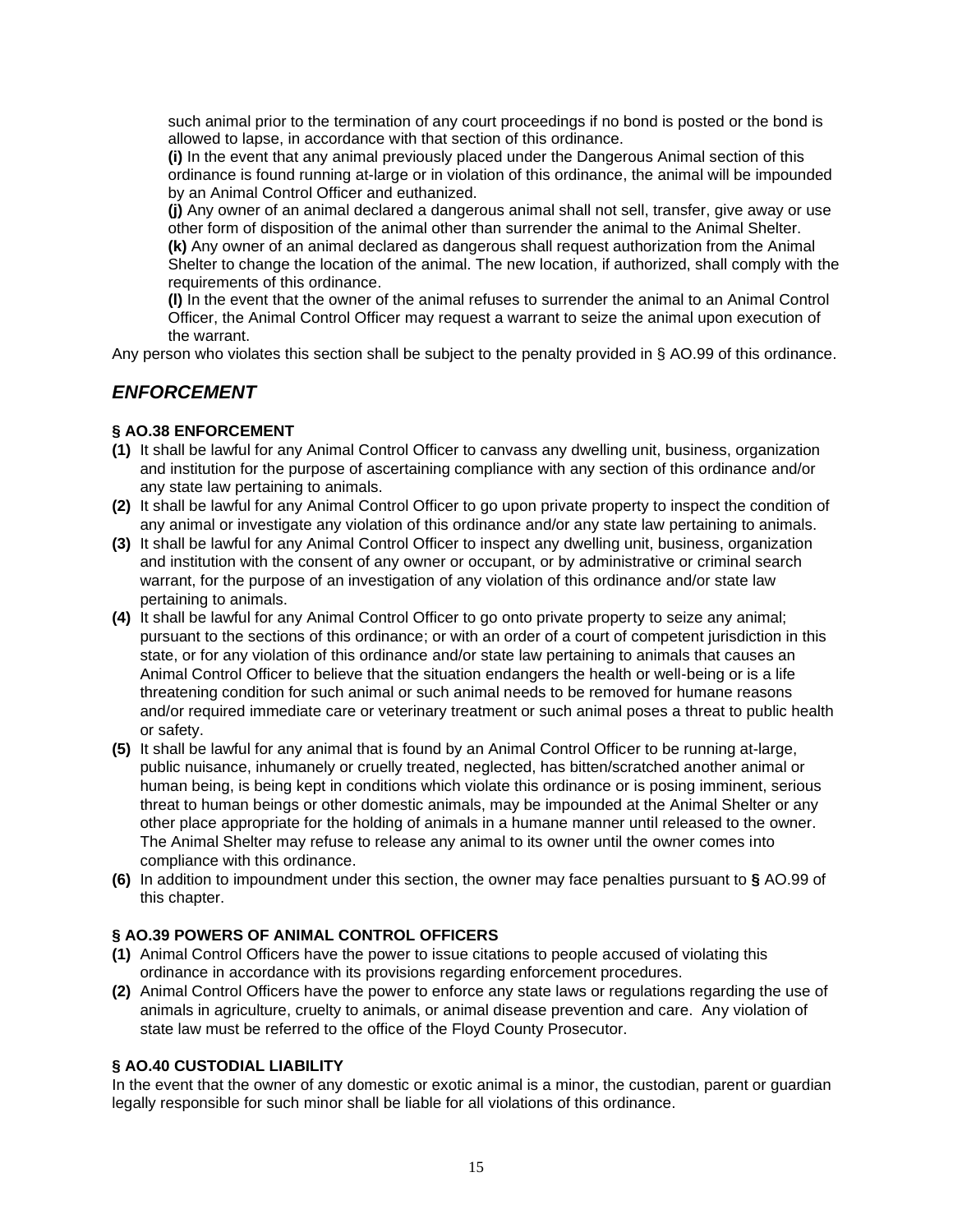such animal prior to the termination of any court proceedings if no bond is posted or the bond is allowed to lapse, in accordance with that section of this ordinance.

**(i)** In the event that any animal previously placed under the Dangerous Animal section of this ordinance is found running at-large or in violation of this ordinance, the animal will be impounded by an Animal Control Officer and euthanized.

**(j)** Any owner of an animal declared a dangerous animal shall not sell, transfer, give away or use other form of disposition of the animal other than surrender the animal to the Animal Shelter.

**(k)** Any owner of an animal declared as dangerous shall request authorization from the Animal Shelter to change the location of the animal. The new location, if authorized, shall comply with the requirements of this ordinance.

**(l)** In the event that the owner of the animal refuses to surrender the animal to an Animal Control Officer, the Animal Control Officer may request a warrant to seize the animal upon execution of the warrant.

Any person who violates this section shall be subject to the penalty provided in § AO.99 of this ordinance.

## *ENFORCEMENT*

### § AO.38 ENFORCEMENT

**(1)** It shall be lawful for any Animal Control Officer to canvass any dwelling unit, business, organization and institution for the purpose of ascertaining compliance with any section of this ordinance and/or any state law pertaining to animals.

**(2)** It shall be lawful for any Animal Control Officer to go upon private property to inspect the condition of any animal or investigate any violation of this ordinance and/or any state law pertaining to animals.

**(3)** It shall be lawful for any Animal Control Officer to inspect any dwelling unit, business, organization and institution with the consent of any owner or occupant, or by administrative or criminal search warrant, for the purpose of an investigation of any violation of this ordinance and/or state law pertaining to animals.

**(4)** It shall be lawful for any Animal Control Officer to go onto private property to seize any animal; pursuant to the sections of this ordinance; or with an order of a court of competent jurisdiction in this state, or for any violation of this ordinance and/or state law pertaining to animals that causes an Animal Control Officer to believe that the situation endangers the health or well-being or is a life threatening condition for such animal or such animal needs to be removed for humane reasons and/or required immediate care or veterinary treatment or such animal poses a threat to public health or safety.

**(5)** It shall be lawful for any animal that is found by an Animal Control Officer to be running at-large, public nuisance, inhumanely or cruelly treated, neglected, has bitten/scratched another animal or human being, is being kept in conditions which violate this ordinance or is posing imminent, serious threat to human beings or other domestic animals, may be impounded at the Animal Shelter or any other place appropriate for the holding of animals in a humane manner until released to the owner. The Animal Shelter may refuse to release any animal to its owner until the owner comes into compliance with this ordinance.

**(6)** In addition to impoundment under this section, the owner may face penalties pursuant to **§** AO.99 of this chapter.

### § AO.39 POWERS OF ANIMAL CONTROL OFFICERS

**(1)** Animal Control Officers have the power to issue citations to people accused of violating this ordinance in accordance with its provisions regarding enforcement procedures.

**(2)** Animal Control Officers have the power to enforce any state laws or regulations regarding the use of animals in agriculture, cruelty to animals, or animal disease prevention and care. Any violation of state law must be referred to the office of the Floyd County Prosecutor.

### § AO.40 CUSTODIAL LIABILITY

In the event that the owner of any domestic or exotic animal is a minor, the custodian, parent or guardian legally responsible for such minor shall be liable for all violations of this ordinance.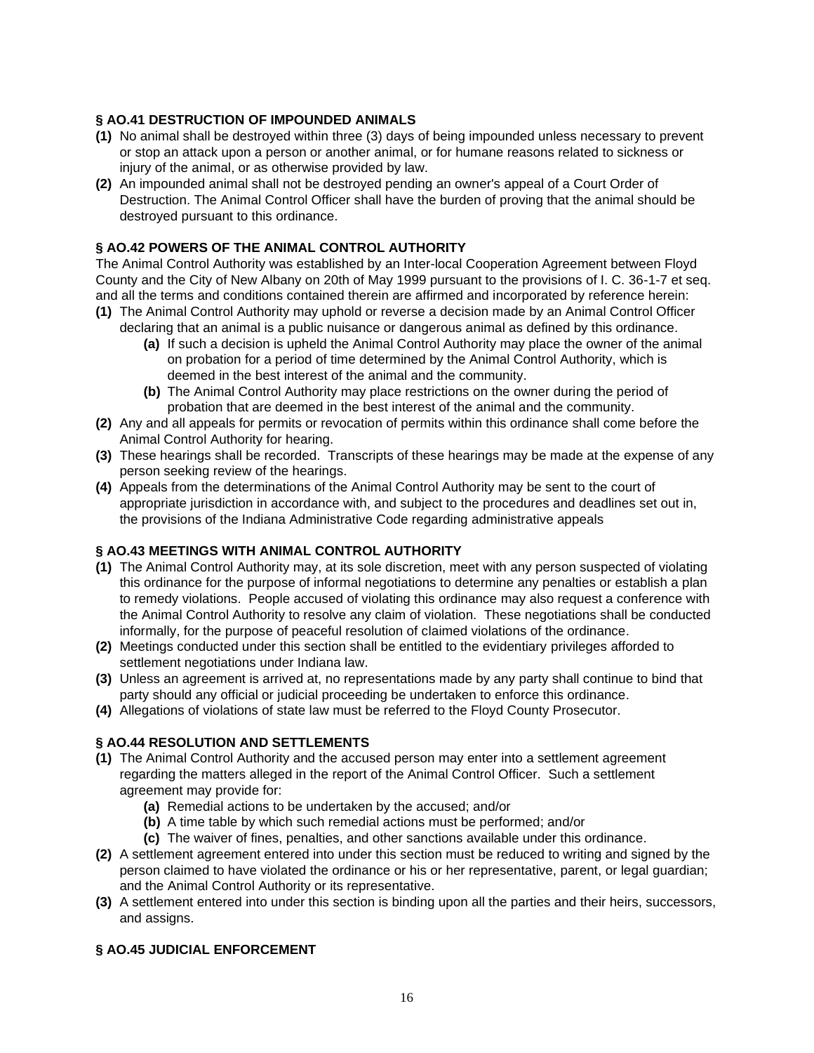### § AO.41 DESTRUCTION OF IMPOUNDED ANIMALS

**(1)** No animal shall be destroyed within three (3) days of being impounded unless necessary to prevent or stop an attack upon a person or another animal, or for humane reasons related to sickness or injury of the animal, or as otherwise provided by law.

**(2)** An impounded animal shall not be destroyed pending an owner's appeal of a Court Order of Destruction. The Animal Control Officer shall have the burden of proving that the animal should be destroyed pursuant to this ordinance.

### § AO.42 POWERS OF THE ANIMAL CONTROL AUTHORITY

The Animal Control Authority was established by an Inter-local Cooperation Agreement between Floyd County and the City of New Albany on 20th of May 1999 pursuant to the provisions of I. C. 36-1-7 et seq. and all the terms and conditions contained therein are affirmed and incorporated by reference herein:

**(1)** The Animal Control Authority may uphold or reverse a decision made by an Animal Control Officer declaring that an animal is a public nuisance or dangerous animal as defined by this ordinance.

- **(a)** If such a decision is upheld the Animal Control Authority may place the owner of the animal on probation for a period of time determined by the Animal Control Authority, which is deemed in the best interest of the animal and the community.
- **(b)** The Animal Control Authority may place restrictions on the owner during the period of probation that are deemed in the best interest of the animal and the community.

**(2)** Any and all appeals for permits or revocation of permits within this ordinance shall come before the Animal Control Authority for hearing.

**(3)** These hearings shall be recorded. Transcripts of these hearings may be made at the expense of any person seeking review of the hearings.

**(4)** Appeals from the determinations of the Animal Control Authority may be sent to the court of appropriate jurisdiction in accordance with, and subject to the procedures and deadlines set out in, the provisions of the Indiana Administrative Code regarding administrative appeals

### § AO.43 MEETINGS WITH ANIMAL CONTROL AUTHORITY

**(1)** The Animal Control Authority may, at its sole discretion, meet with any person suspected of violating this ordinance for the purpose of informal negotiations to determine any penalties or establish a plan to remedy violations. People accused of violating this ordinance may also request a conference with the Animal Control Authority to resolve any claim of violation. These negotiations shall be conducted informally, for the purpose of peaceful resolution of claimed violations of the ordinance.

**(2)** Meetings conducted under this section shall be entitled to the evidentiary privileges afforded to settlement negotiations under Indiana law.

**(3)** Unless an agreement is arrived at, no representations made by any party shall continue to bind that party should any official or judicial proceeding be undertaken to enforce this ordinance.

**(4)** Allegations of violations of state law must be referred to the Floyd County Prosecutor.

### § AO.44 RESOLUTION AND SETTLEMENTS

**(1)** The Animal Control Authority and the accused person may enter into a settlement agreement regarding the matters alleged in the report of the Animal Control Officer. Such a settlement agreement may provide for:

- **(a)** Remedial actions to be undertaken by the accused; and/or
- **(b)** A time table by which such remedial actions must be performed; and/or
- **(c)** The waiver of fines, penalties, and other sanctions available under this ordinance.

**(2)** A settlement agreement entered into under this section must be reduced to writing and signed by the person claimed to have violated the ordinance or his or her representative, parent, or legal guardian; and the Animal Control Authority or its representative.

**(3)** A settlement entered into under this section is binding upon all the parties and their heirs, successors, and assigns.

### § AO.45 JUDICIAL ENFORCEMENT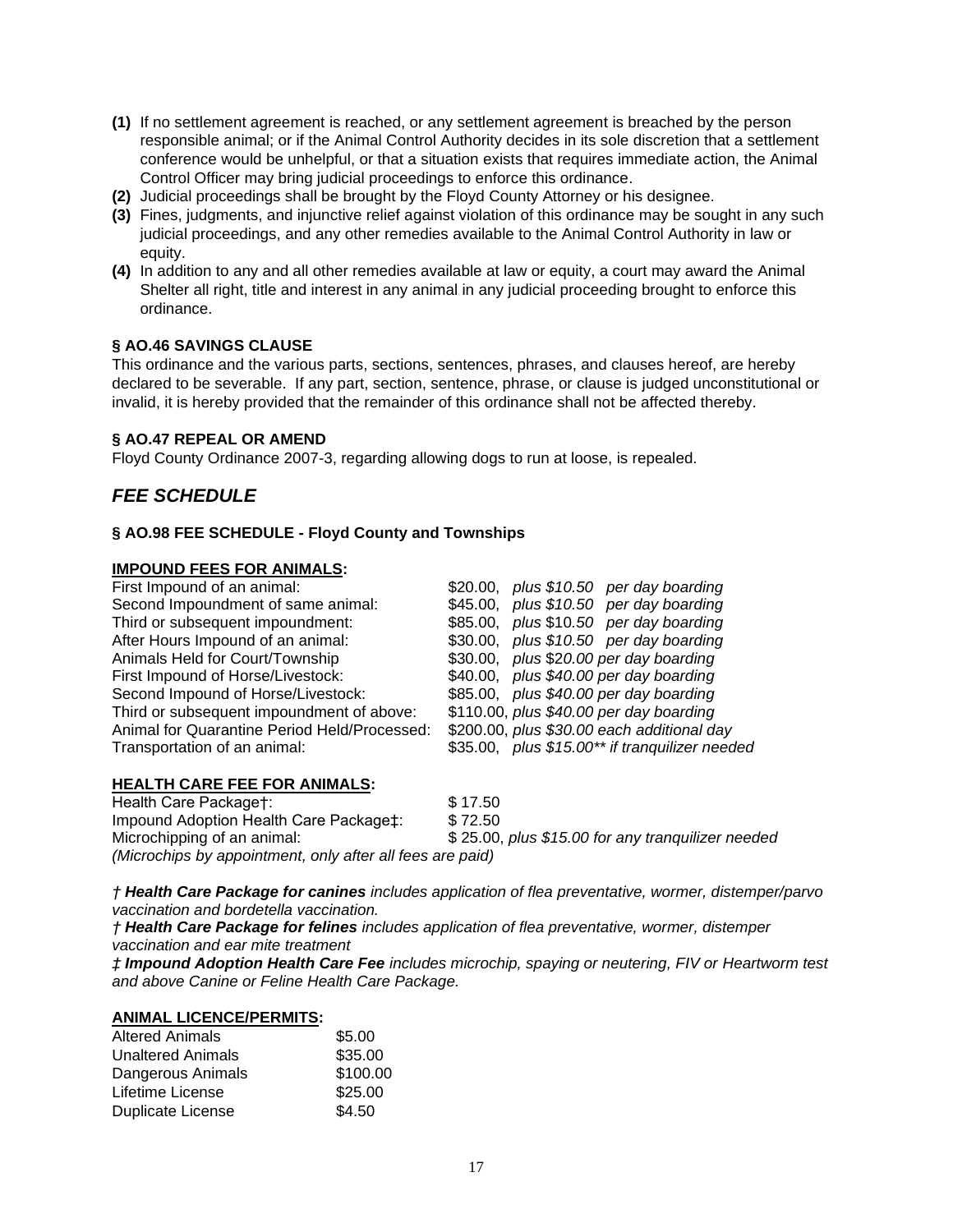**(1)** If no settlement agreement is reached, or any settlement agreement is breached by the person responsible animal; or if the Animal Control Authority decides in its sole discretion that a settlement conference would be unhelpful, or that a situation exists that requires immediate action, the Animal Control Officer may bring judicial proceedings to enforce this ordinance.

**(2)** Judicial proceedings shall be brought by the Floyd County Attorney or his designee.

**(3)** Fines, judgments, and injunctive relief against violation of this ordinance may be sought in any such judicial proceedings, and any other remedies available to the Animal Control Authority in law or equity.

**(4)** In addition to any and all other remedies available at law or equity, a court may award the Animal Shelter all right, title and interest in any animal in any judicial proceeding brought to enforce this ordinance.

**§ AO.46 SAVINGS CLAUSE**

This ordinance and the various parts, sections, sentences, phrases, and clauses hereof, are hereby declared to be severable. If any part, section, sentence, phrase, or clause is judged unconstitutional or invalid, it is hereby provided that the remainder of this ordinance shall not be affected thereby.

**§ AO.47 REPEAL OR AMEND**

Floyd County Ordinance 2007-3, regarding allowing dogs to run at loose, is repealed.

## *FEE SCHEDULE*

**§ AO.98 FEE SCHEDULE - Floyd County and Townships**

**IMPOUND FEES FOR ANIMALS:**

| | |
|---|---|
| First Impound of an animal: | \$20.00, *plus \$10.50 per day boarding* |
| Second Impoundment of same animal: | \$45.00, *plus \$10.50 per day boarding* |
| Third or subsequent impoundment: | \$85.00, *plus \$10.50 per day boarding* |
| After Hours Impound of an animal: | \$30.00, *plus \$10.50 per day boarding* |
| Animals Held for Court/Township | \$30.00, *plus \$20.00 per day boarding* |
| First Impound of Horse/Livestock: | \$40.00, *plus \$40.00 per day boarding* |
| Second Impound of Horse/Livestock: | \$85.00, *plus \$40.00 per day boarding* |
| Third or subsequent impoundment of above: | \$110.00, *plus \$40.00 per day boarding* |
| Animal for Quarantine Period Held/Processed: | \$200.00, *plus \$30.00 each additional day* |
| Transportation of an animal: | \$35.00, *plus \$15.00\*\* if tranquilizer needed* |

**HEALTH CARE FEE FOR ANIMALS:**

| | |
|---|---|
| Health Care Package†: | \$ 17.50 |
| Impound Adoption Health Care Package‡: | \$ 72.50 |
| Microchipping of an animal: | \$ 25.00, *plus \$15.00 for any tranquilizer needed* |

*(Microchips by appointment, only after all fees are paid)*

*† **Health Care Package for canines** includes application of flea preventative, wormer, distemper/parvo vaccination and bordetella vaccination.*

*† **Health Care Package for felines** includes application of flea preventative, wormer, distemper vaccination and ear mite treatment*

*‡ **Impound Adoption Health Care Fee** includes microchip, spaying or neutering, FIV or Heartworm test and above Canine or Feline Health Care Package.*

**ANIMAL LICENCE/PERMITS:**

| | |
|---|---|
| Altered Animals | \$5.00 |
| Unaltered Animals | \$35.00 |
| Dangerous Animals | \$100.00 |
| Lifetime License | \$25.00 |
| Duplicate License | \$4.50 |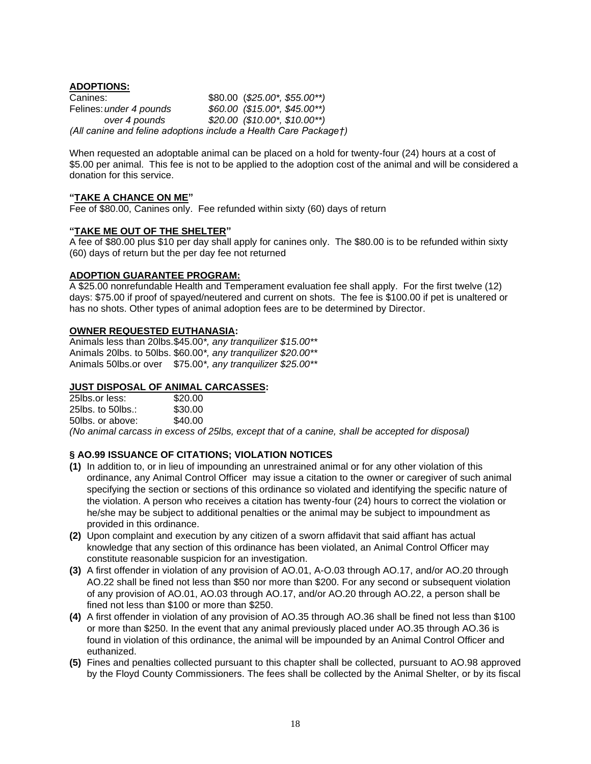**ADOPTIONS:**

Canines: $80.00 (*$25.00\*, $55.00\*\**)
Felines: *under 4 pounds* *$60.00 ($15.00\*, $45.00\*\*)*
*over 4 pounds* *$20.00 ($10.00\*, $10.00\*\*)*
*(All canine and feline adoptions include a Health Care Package†)*

When requested an adoptable animal can be placed on a hold for twenty-four (24) hours at a cost of $5.00 per animal. This fee is not to be applied to the adoption cost of the animal and will be considered a donation for this service.

**"TAKE A CHANCE ON ME"**

Fee of $80.00, Canines only. Fee refunded within sixty (60) days of return

**"TAKE ME OUT OF THE SHELTER"**

A fee of $80.00 plus $10 per day shall apply for canines only. The $80.00 is to be refunded within sixty (60) days of return but the per day fee not returned

**ADOPTION GUARANTEE PROGRAM:**

A $25.00 nonrefundable Health and Temperament evaluation fee shall apply. For the first twelve (12) days: $75.00 if proof of spayed/neutered and current on shots. The fee is $100.00 if pet is unaltered or has no shots. Other types of animal adoption fees are to be determined by Director.

**OWNER REQUESTED EUTHANASIA:**

Animals less than 20lbs. $45.00*, *any tranquilizer $15.00\*\**
Animals 20lbs. to 50lbs. $60.00*, *any tranquilizer $20.00\*\**
Animals 50lbs. or over $75.00*, *any tranquilizer $25.00\*\**

**JUST DISPOSAL OF ANIMAL CARCASSES:**

25lbs. or less: $20.00
25lbs. to 50lbs.: $30.00
50lbs. or above: $40.00
*(No animal carcass in excess of 25lbs, except that of a canine, shall be accepted for disposal)*

**§ AO.99 ISSUANCE OF CITATIONS; VIOLATION NOTICES**

**(1)** In addition to, or in lieu of impounding an unrestrained animal or for any other violation of this ordinance, any Animal Control Officer may issue a citation to the owner or caregiver of such animal specifying the section or sections of this ordinance so violated and identifying the specific nature of the violation. A person who receives a citation has twenty-four (24) hours to correct the violation or he/she may be subject to additional penalties or the animal may be subject to impoundment as provided in this ordinance.

**(2)** Upon complaint and execution by any citizen of a sworn affidavit that said affiant has actual knowledge that any section of this ordinance has been violated, an Animal Control Officer may constitute reasonable suspicion for an investigation.

**(3)** A first offender in violation of any provision of AO.01, A-O.03 through AO.17, and/or AO.20 through AO.22 shall be fined not less than $50 nor more than $200. For any second or subsequent violation of any provision of AO.01, AO.03 through AO.17, and/or AO.20 through AO.22, a person shall be fined not less than $100 or more than $250.

**(4)** A first offender in violation of any provision of AO.35 through AO.36 shall be fined not less than $100 or more than $250. In the event that any animal previously placed under AO.35 through AO.36 is found in violation of this ordinance, the animal will be impounded by an Animal Control Officer and euthanized.

**(5)** Fines and penalties collected pursuant to this chapter shall be collected, pursuant to AO.98 approved by the Floyd County Commissioners. The fees shall be collected by the Animal Shelter, or by its fiscal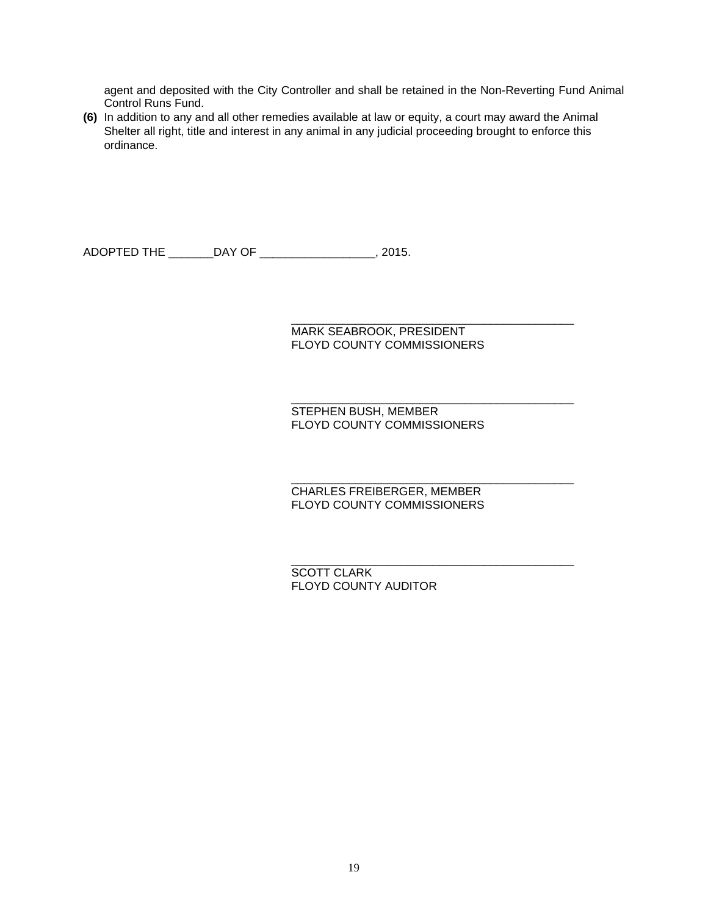agent and deposited with the City Controller and shall be retained in the Non-Reverting Fund Animal Control Runs Fund.

**(6)** In addition to any and all other remedies available at law or equity, a court may award the Animal Shelter all right, title and interest in any animal in any judicial proceeding brought to enforce this ordinance.

ADOPTED THE _______DAY OF __________________, 2015.

______________________________________________
MARK SEABROOK, PRESIDENT
FLOYD COUNTY COMMISSIONERS

______________________________________________
STEPHEN BUSH, MEMBER
FLOYD COUNTY COMMISSIONERS

______________________________________________
CHARLES FREIBERGER, MEMBER
FLOYD COUNTY COMMISSIONERS

______________________________________________
SCOTT CLARK
FLOYD COUNTY AUDITOR